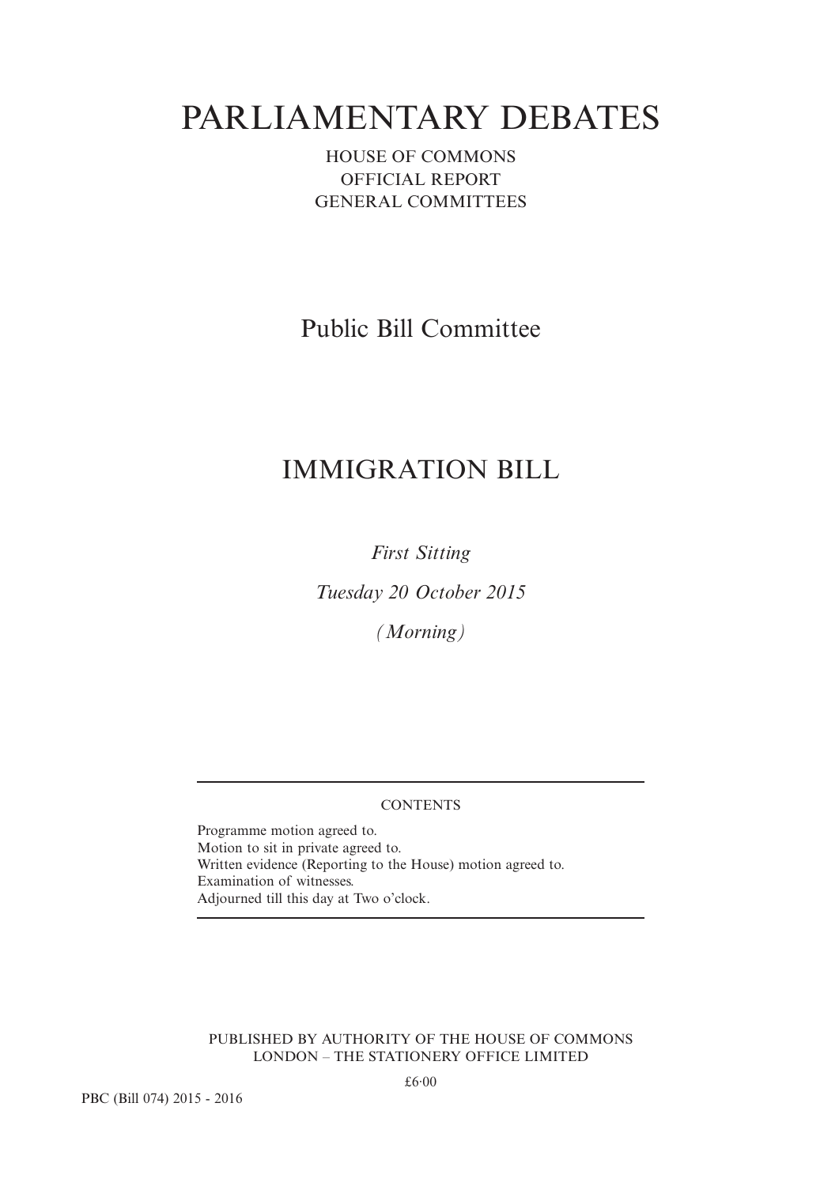# PARLIAMENTARY DEBATES

HOUSE OF COMMONS
OFFICIAL REPORT
GENERAL COMMITTEES

## Public Bill Committee

## IMMIGRATION BILL

*First Sitting*

*Tuesday 20 October 2015*

*(Morning)*

---

CONTENTS

Programme motion agreed to.
Motion to sit in private agreed to.
Written evidence (Reporting to the House) motion agreed to.
Examination of witnesses.
Adjourned till this day at Two o'clock.

---

PUBLISHED BY AUTHORITY OF THE HOUSE OF COMMONS
LONDON – THE STATIONERY OFFICE LIMITED

£6·00

PBC (Bill 074) 2015 - 2016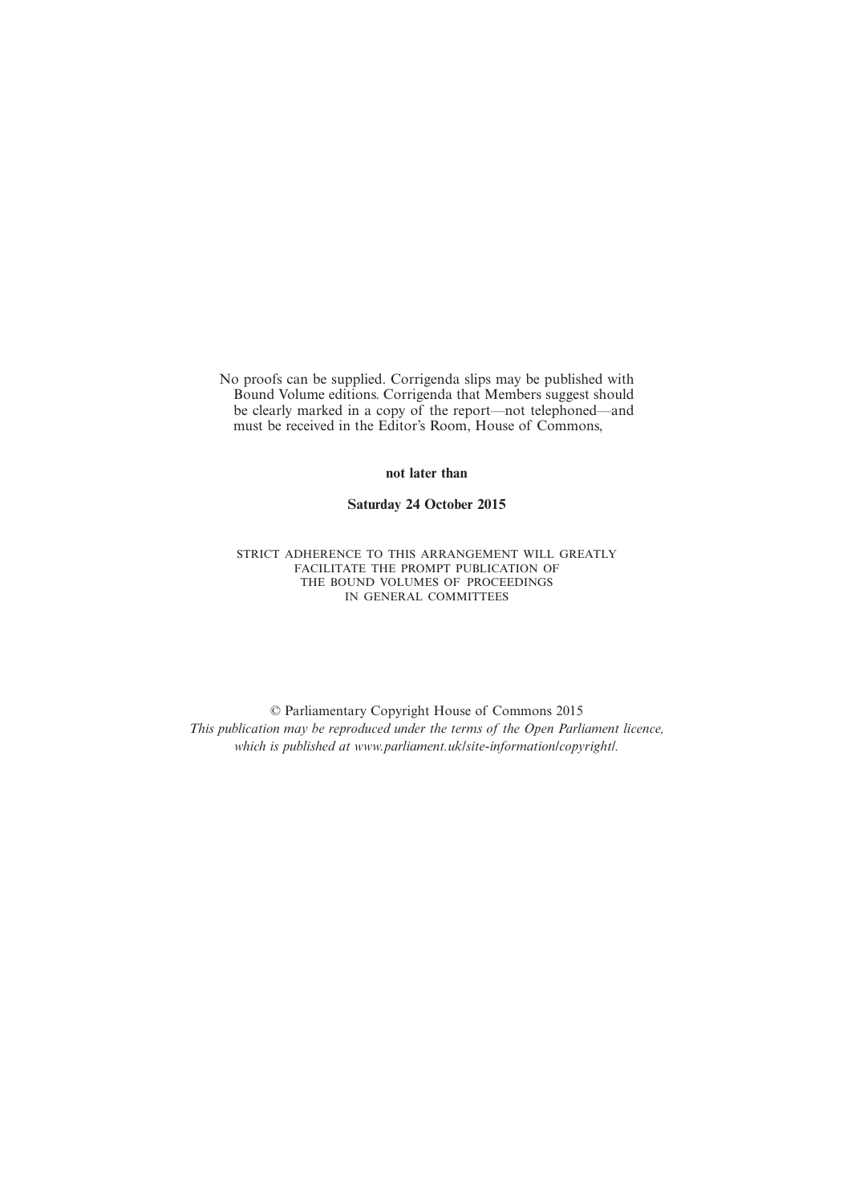No proofs can be supplied. Corrigenda slips may be published with Bound Volume editions. Corrigenda that Members suggest should be clearly marked in a copy of the report—not telephoned—and must be received in the Editor's Room, House of Commons,

**not later than**

**Saturday 24 October 2015**

STRICT ADHERENCE TO THIS ARRANGEMENT WILL GREATLY FACILITATE THE PROMPT PUBLICATION OF THE BOUND VOLUMES OF PROCEEDINGS IN GENERAL COMMITTEES

© Parliamentary Copyright House of Commons 2015

*This publication may be reproduced under the terms of the Open Parliament licence, which is published at www.parliament.uk/site-information/copyright/.*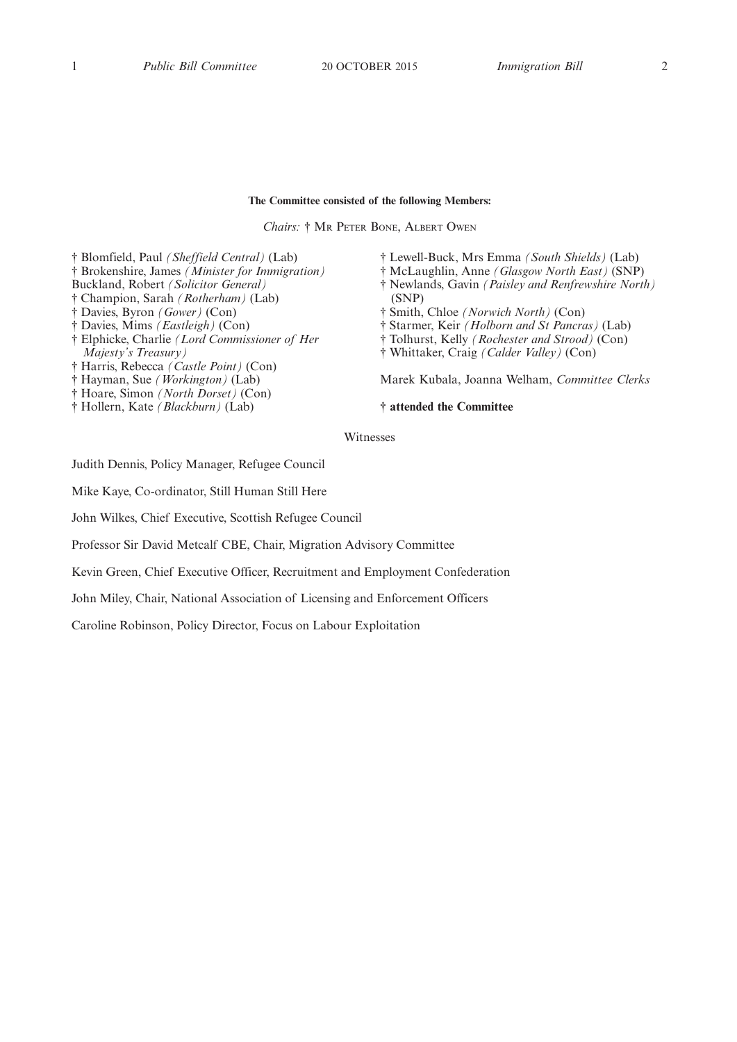**The Committee consisted of the following Members:**

*Chairs:* † Mr Peter Bone, Albert Owen

† Blomfield, Paul *(Sheffield Central)* (Lab)
† Brokenshire, James *(Minister for Immigration)*
Buckland, Robert *(Solicitor General)*
† Champion, Sarah *(Rotherham)* (Lab)
† Davies, Byron *(Gower)* (Con)
† Davies, Mims *(Eastleigh)* (Con)
† Elphicke, Charlie *(Lord Commissioner of Her Majesty's Treasury)*
† Harris, Rebecca *(Castle Point)* (Con)
† Hayman, Sue *(Workington)* (Lab)
† Hoare, Simon *(North Dorset)* (Con)
† Hollern, Kate *(Blackburn)* (Lab)
† Lewell-Buck, Mrs Emma *(South Shields)* (Lab)
† McLaughlin, Anne *(Glasgow North East)* (SNP)
† Newlands, Gavin *(Paisley and Renfrewshire North)* (SNP)
† Smith, Chloe *(Norwich North)* (Con)
† Starmer, Keir *(Holborn and St Pancras)* (Lab)
† Tolhurst, Kelly *(Rochester and Strood)* (Con)
† Whittaker, Craig *(Calder Valley)* (Con)

Marek Kubala, Joanna Welham, *Committee Clerks*

**† attended the Committee**

Witnesses

Judith Dennis, Policy Manager, Refugee Council

Mike Kaye, Co-ordinator, Still Human Still Here

John Wilkes, Chief Executive, Scottish Refugee Council

Professor Sir David Metcalf CBE, Chair, Migration Advisory Committee

Kevin Green, Chief Executive Officer, Recruitment and Employment Confederation

John Miley, Chair, National Association of Licensing and Enforcement Officers

Caroline Robinson, Policy Director, Focus on Labour Exploitation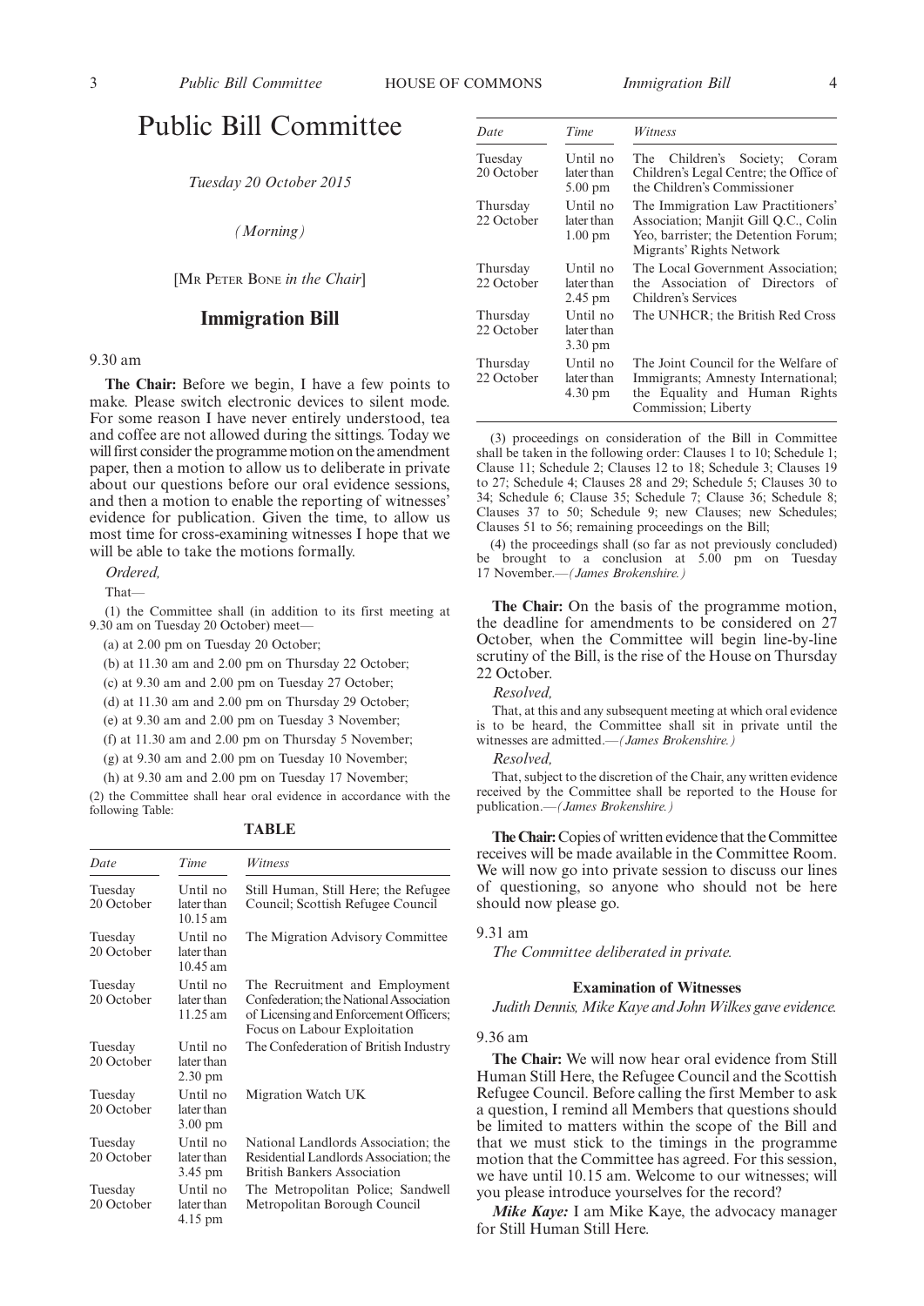# Public Bill Committee

*Tuesday 20 October 2015*

*(Morning)*

[MR PETER BONE *in the Chair*]

## Immigration Bill

9.30 am

**The Chair:** Before we begin, I have a few points to make. Please switch electronic devices to silent mode. For some reason I have never entirely understood, tea and coffee are not allowed during the sittings. Today we will first consider the programme motion on the amendment paper, then a motion to allow us to deliberate in private about our questions before our oral evidence sessions, and then a motion to enable the reporting of witnesses' evidence for publication. Given the time, to allow us most time for cross-examining witnesses I hope that we will be able to take the motions formally.

*Ordered,*

That—

(1) the Committee shall (in addition to its first meeting at 9.30 am on Tuesday 20 October) meet—

(a) at 2.00 pm on Tuesday 20 October;

(b) at 11.30 am and 2.00 pm on Thursday 22 October;

(c) at 9.30 am and 2.00 pm on Tuesday 27 October;

(d) at 11.30 am and 2.00 pm on Thursday 29 October;

(e) at 9.30 am and 2.00 pm on Tuesday 3 November;

(f) at 11.30 am and 2.00 pm on Thursday 5 November;

(g) at 9.30 am and 2.00 pm on Tuesday 10 November;

(h) at 9.30 am and 2.00 pm on Tuesday 17 November;

(2) the Committee shall hear oral evidence in accordance with the following Table:

**TABLE**

| *Date* | *Time* | *Witness* |
|---|---|---|
| Tuesday 20 October | Until no later than 10.15 am | Still Human, Still Here; the Refugee Council; Scottish Refugee Council |
| Tuesday 20 October | Until no later than 10.45 am | The Migration Advisory Committee |
| Tuesday 20 October | Until no later than 11.25 am | The Recruitment and Employment Confederation; the National Association of Licensing and Enforcement Officers; Focus on Labour Exploitation |
| Tuesday 20 October | Until no later than 2.30 pm | The Confederation of British Industry |
| Tuesday 20 October | Until no later than 3.00 pm | Migration Watch UK |
| Tuesday 20 October | Until no later than 3.45 pm | National Landlords Association; the Residential Landlords Association; the British Bankers Association |
| Tuesday 20 October | Until no later than 4.15 pm | The Metropolitan Police; Sandwell Metropolitan Borough Council |
| Tuesday 20 October | Until no later than 5.00 pm | The Children's Society; Coram Children's Legal Centre; the Office of the Children's Commissioner |
| Thursday 22 October | Until no later than 1.00 pm | The Immigration Law Practitioners' Association; Manjit Gill Q.C., Colin Yeo, barrister; the Detention Forum; Migrants' Rights Network |
| Thursday 22 October | Until no later than 2.45 pm | The Local Government Association; the Association of Directors of Children's Services |
| Thursday 22 October | Until no later than 3.30 pm | The UNHCR; the British Red Cross |
| Thursday 22 October | Until no later than 4.30 pm | The Joint Council for the Welfare of Immigrants; Amnesty International; the Equality and Human Rights Commission; Liberty |

(3) proceedings on consideration of the Bill in Committee shall be taken in the following order: Clauses 1 to 10; Schedule 1; Clause 11; Schedule 2; Clauses 12 to 18; Schedule 3; Clauses 19 to 27; Schedule 4; Clauses 28 and 29; Schedule 5; Clauses 30 to 34; Schedule 6; Clause 35; Schedule 7; Clause 36; Schedule 8; Clauses 37 to 50; Schedule 9; new Clauses; new Schedules; Clauses 51 to 56; remaining proceedings on the Bill;

(4) the proceedings shall (so far as not previously concluded) be brought to a conclusion at 5.00 pm on Tuesday 17 November.—*(James Brokenshire.)*

**The Chair:** On the basis of the programme motion, the deadline for amendments to be considered on 27 October, when the Committee will begin line-by-line scrutiny of the Bill, is the rise of the House on Thursday 22 October.

*Resolved,*

That, at this and any subsequent meeting at which oral evidence is to be heard, the Committee shall sit in private until the witnesses are admitted.—*(James Brokenshire.)*

*Resolved,*

That, subject to the discretion of the Chair, any written evidence received by the Committee shall be reported to the House for publication.—*(James Brokenshire.)*

**The Chair:** Copies of written evidence that the Committee receives will be made available in the Committee Room. We will now go into private session to discuss our lines of questioning, so anyone who should not be here should now please go.

9.31 am

*The Committee deliberated in private.*

### Examination of Witnesses

*Judith Dennis, Mike Kaye and John Wilkes gave evidence.*

9.36 am

**The Chair:** We will now hear oral evidence from Still Human Still Here, the Refugee Council and the Scottish Refugee Council. Before calling the first Member to ask a question, I remind all Members that questions should be limited to matters within the scope of the Bill and that we must stick to the timings in the programme motion that the Committee has agreed. For this session, we have until 10.15 am. Welcome to our witnesses; will you please introduce yourselves for the record?

***Mike Kaye:*** I am Mike Kaye, the advocacy manager for Still Human Still Here.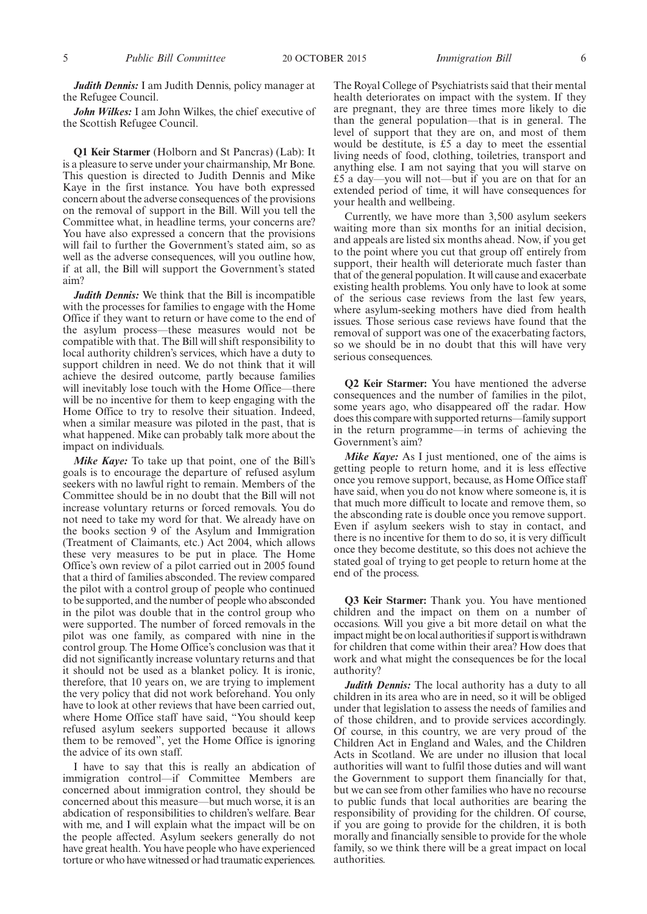***Judith Dennis:*** I am Judith Dennis, policy manager at the Refugee Council.

***John Wilkes:*** I am John Wilkes, the chief executive of the Scottish Refugee Council.

**Q1 Keir Starmer** (Holborn and St Pancras) (Lab): It is a pleasure to serve under your chairmanship, Mr Bone. This question is directed to Judith Dennis and Mike Kaye in the first instance. You have both expressed concern about the adverse consequences of the provisions on the removal of support in the Bill. Will you tell the Committee what, in headline terms, your concerns are? You have also expressed a concern that the provisions will fail to further the Government's stated aim, so as well as the adverse consequences, will you outline how, if at all, the Bill will support the Government's stated aim?

***Judith Dennis:*** We think that the Bill is incompatible with the processes for families to engage with the Home Office if they want to return or have come to the end of the asylum process—these measures would not be compatible with that. The Bill will shift responsibility to local authority children's services, which have a duty to support children in need. We do not think that it will achieve the desired outcome, partly because families will inevitably lose touch with the Home Office—there will be no incentive for them to keep engaging with the Home Office to try to resolve their situation. Indeed, when a similar measure was piloted in the past, that is what happened. Mike can probably talk more about the impact on individuals.

***Mike Kaye:*** To take up that point, one of the Bill's goals is to encourage the departure of refused asylum seekers with no lawful right to remain. Members of the Committee should be in no doubt that the Bill will not increase voluntary returns or forced removals. You do not need to take my word for that. We already have on the books section 9 of the Asylum and Immigration (Treatment of Claimants, etc.) Act 2004, which allows these very measures to be put in place. The Home Office's own review of a pilot carried out in 2005 found that a third of families absconded. The review compared the pilot with a control group of people who continued to be supported, and the number of people who absconded in the pilot was double that in the control group who were supported. The number of forced removals in the pilot was one family, as compared with nine in the control group. The Home Office's conclusion was that it did not significantly increase voluntary returns and that it should not be used as a blanket policy. It is ironic, therefore, that 10 years on, we are trying to implement the very policy that did not work beforehand. You only have to look at other reviews that have been carried out, where Home Office staff have said, "You should keep refused asylum seekers supported because it allows them to be removed", yet the Home Office is ignoring the advice of its own staff.

I have to say that this is really an abdication of immigration control—if Committee Members are concerned about immigration control, they should be concerned about this measure—but much worse, it is an abdication of responsibilities to children's welfare. Bear with me, and I will explain what the impact will be on the people affected. Asylum seekers generally do not have great health. You have people who have experienced torture or who have witnessed or had traumatic experiences. The Royal College of Psychiatrists said that their mental health deteriorates on impact with the system. If they are pregnant, they are three times more likely to die than the general population—that is in general. The level of support that they are on, and most of them would be destitute, is £5 a day to meet the essential living needs of food, clothing, toiletries, transport and anything else. I am not saying that you will starve on £5 a day—you will not—but if you are on that for an extended period of time, it will have consequences for your health and wellbeing.

Currently, we have more than 3,500 asylum seekers waiting more than six months for an initial decision, and appeals are listed six months ahead. Now, if you get to the point where you cut that group off entirely from support, their health will deteriorate much faster than that of the general population. It will cause and exacerbate existing health problems. You only have to look at some of the serious case reviews from the last few years, where asylum-seeking mothers have died from health issues. Those serious case reviews have found that the removal of support was one of the exacerbating factors, so we should be in no doubt that this will have very serious consequences.

**Q2 Keir Starmer:** You have mentioned the adverse consequences and the number of families in the pilot, some years ago, who disappeared off the radar. How does this compare with supported returns—family support in the return programme—in terms of achieving the Government's aim?

***Mike Kaye:*** As I just mentioned, one of the aims is getting people to return home, and it is less effective once you remove support, because, as Home Office staff have said, when you do not know where someone is, it is that much more difficult to locate and remove them, so the absconding rate is double once you remove support. Even if asylum seekers wish to stay in contact, and there is no incentive for them to do so, it is very difficult once they become destitute, so this does not achieve the stated goal of trying to get people to return home at the end of the process.

**Q3 Keir Starmer:** Thank you. You have mentioned children and the impact on them on a number of occasions. Will you give a bit more detail on what the impact might be on local authorities if support is withdrawn for children that come within their area? How does that work and what might the consequences be for the local authority?

***Judith Dennis:*** The local authority has a duty to all children in its area who are in need, so it will be obliged under that legislation to assess the needs of families and of those children, and to provide services accordingly. Of course, in this country, we are very proud of the Children Act in England and Wales, and the Children Acts in Scotland. We are under no illusion that local authorities will want to fulfil those duties and will want the Government to support them financially for that, but we can see from other families who have no recourse to public funds that local authorities are bearing the responsibility of providing for the children. Of course, if you are going to provide for the children, it is both morally and financially sensible to provide for the whole family, so we think there will be a great impact on local authorities.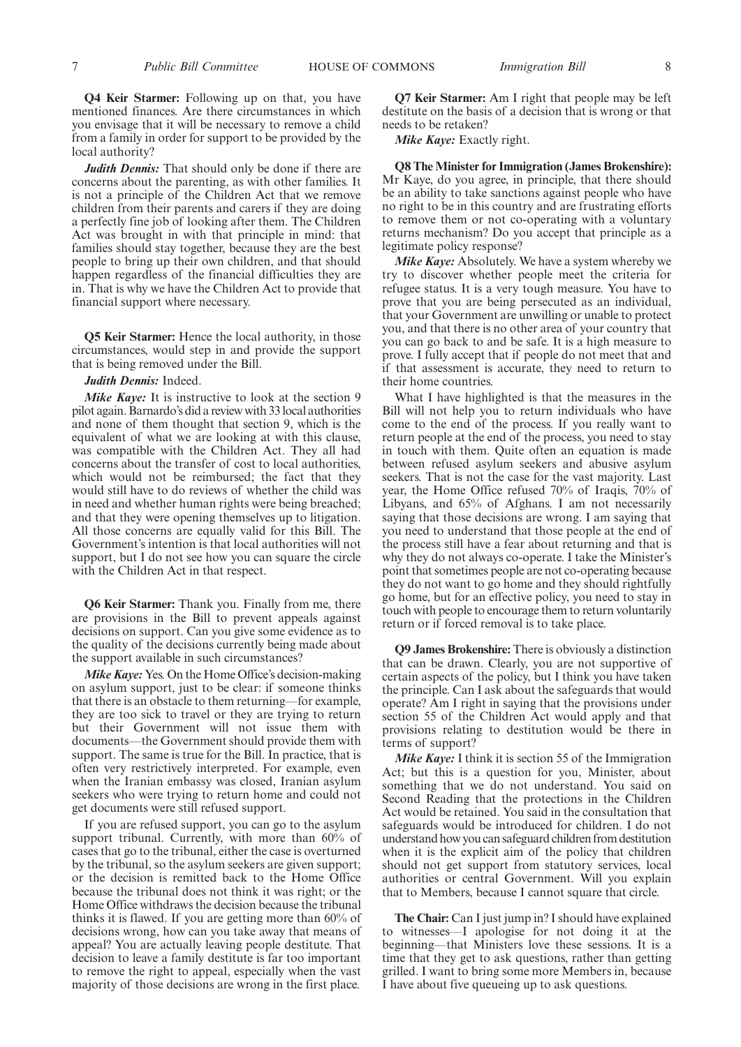**Q4 Keir Starmer:** Following up on that, you have mentioned finances. Are there circumstances in which you envisage that it will be necessary to remove a child from a family in order for support to be provided by the local authority?

***Judith Dennis:*** That should only be done if there are concerns about the parenting, as with other families. It is not a principle of the Children Act that we remove children from their parents and carers if they are doing a perfectly fine job of looking after them. The Children Act was brought in with that principle in mind: that families should stay together, because they are the best people to bring up their own children, and that should happen regardless of the financial difficulties they are in. That is why we have the Children Act to provide that financial support where necessary.

**Q5 Keir Starmer:** Hence the local authority, in those circumstances, would step in and provide the support that is being removed under the Bill.

***Judith Dennis:*** Indeed.

***Mike Kaye:*** It is instructive to look at the section 9 pilot again. Barnardo's did a review with 33 local authorities and none of them thought that section 9, which is the equivalent of what we are looking at with this clause, was compatible with the Children Act. They all had concerns about the transfer of cost to local authorities, which would not be reimbursed; the fact that they would still have to do reviews of whether the child was in need and whether human rights were being breached; and that they were opening themselves up to litigation. All those concerns are equally valid for this Bill. The Government's intention is that local authorities will not support, but I do not see how you can square the circle with the Children Act in that respect.

**Q6 Keir Starmer:** Thank you. Finally from me, there are provisions in the Bill to prevent appeals against decisions on support. Can you give some evidence as to the quality of the decisions currently being made about the support available in such circumstances?

***Mike Kaye:*** Yes. On the Home Office's decision-making on asylum support, just to be clear: if someone thinks that there is an obstacle to them returning—for example, they are too sick to travel or they are trying to return but their Government will not issue them with documents—the Government should provide them with support. The same is true for the Bill. In practice, that is often very restrictively interpreted. For example, even when the Iranian embassy was closed, Iranian asylum seekers who were trying to return home and could not get documents were still refused support.

If you are refused support, you can go to the asylum support tribunal. Currently, with more than 60% of cases that go to the tribunal, either the case is overturned by the tribunal, so the asylum seekers are given support; or the decision is remitted back to the Home Office because the tribunal does not think it was right; or the Home Office withdraws the decision because the tribunal thinks it is flawed. If you are getting more than 60% of decisions wrong, how can you take away that means of appeal? You are actually leaving people destitute. That decision to leave a family destitute is far too important to remove the right to appeal, especially when the vast majority of those decisions are wrong in the first place.

**Q7 Keir Starmer:** Am I right that people may be left destitute on the basis of a decision that is wrong or that needs to be retaken?

***Mike Kaye:*** Exactly right.

**Q8 The Minister for Immigration (James Brokenshire):** Mr Kaye, do you agree, in principle, that there should be an ability to take sanctions against people who have no right to be in this country and are frustrating efforts to remove them or not co-operating with a voluntary returns mechanism? Do you accept that principle as a legitimate policy response?

***Mike Kaye:*** Absolutely. We have a system whereby we try to discover whether people meet the criteria for refugee status. It is a very tough measure. You have to prove that you are being persecuted as an individual, that your Government are unwilling or unable to protect you, and that there is no other area of your country that you can go back to and be safe. It is a high measure to prove. I fully accept that if people do not meet that and if that assessment is accurate, they need to return to their home countries.

What I have highlighted is that the measures in the Bill will not help you to return individuals who have come to the end of the process. If you really want to return people at the end of the process, you need to stay in touch with them. Quite often an equation is made between refused asylum seekers and abusive asylum seekers. That is not the case for the vast majority. Last year, the Home Office refused 70% of Iraqis, 70% of Libyans, and 65% of Afghans. I am not necessarily saying that those decisions are wrong. I am saying that you need to understand that those people at the end of the process still have a fear about returning and that is why they do not always co-operate. I take the Minister's point that sometimes people are not co-operating because they do not want to go home and they should rightfully go home, but for an effective policy, you need to stay in touch with people to encourage them to return voluntarily return or if forced removal is to take place.

**Q9 James Brokenshire:** There is obviously a distinction that can be drawn. Clearly, you are not supportive of certain aspects of the policy, but I think you have taken the principle. Can I ask about the safeguards that would operate? Am I right in saying that the provisions under section 55 of the Children Act would apply and that provisions relating to destitution would be there in terms of support?

***Mike Kaye:*** I think it is section 55 of the Immigration Act; but this is a question for you, Minister, about something that we do not understand. You said on Second Reading that the protections in the Children Act would be retained. You said in the consultation that safeguards would be introduced for children. I do not understand how you can safeguard children from destitution when it is the explicit aim of the policy that children should not get support from statutory services, local authorities or central Government. Will you explain that to Members, because I cannot square that circle.

**The Chair:** Can I just jump in? I should have explained to witnesses—I apologise for not doing it at the beginning—that Ministers love these sessions. It is a time that they get to ask questions, rather than getting grilled. I want to bring some more Members in, because I have about five queueing up to ask questions.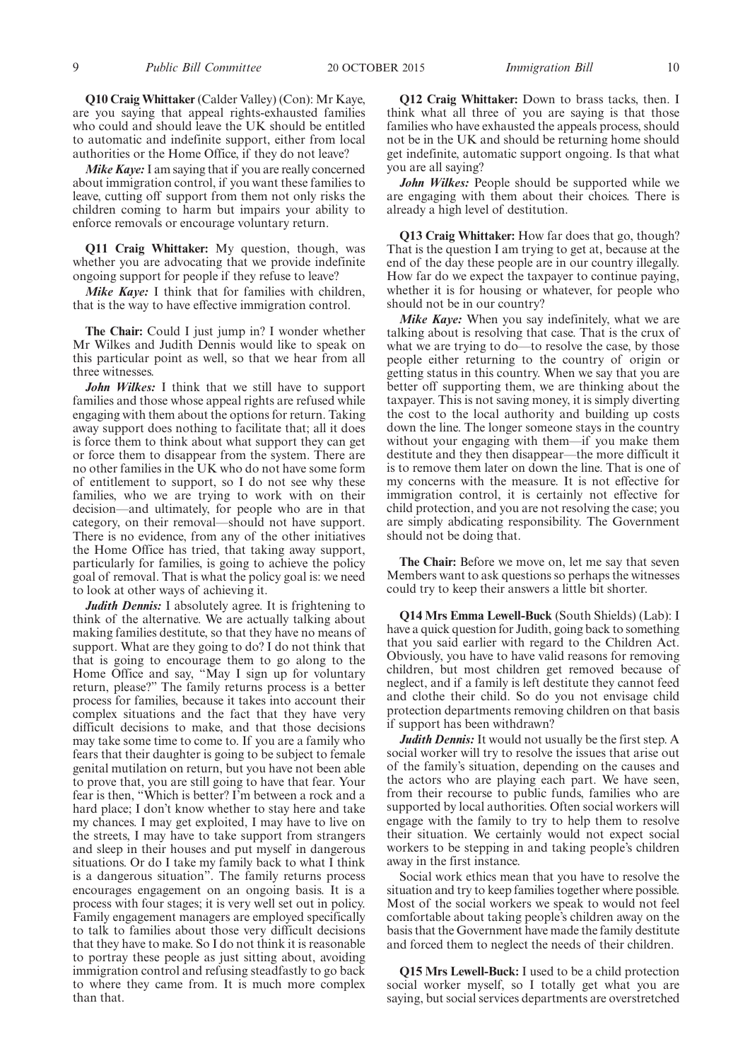**Q10 Craig Whittaker** (Calder Valley) (Con): Mr Kaye, are you saying that appeal rights-exhausted families who could and should leave the UK should be entitled to automatic and indefinite support, either from local authorities or the Home Office, if they do not leave?

***Mike Kaye:*** I am saying that if you are really concerned about immigration control, if you want these families to leave, cutting off support from them not only risks the children coming to harm but impairs your ability to enforce removals or encourage voluntary return.

**Q11 Craig Whittaker:** My question, though, was whether you are advocating that we provide indefinite ongoing support for people if they refuse to leave?

***Mike Kaye:*** I think that for families with children, that is the way to have effective immigration control.

**The Chair:** Could I just jump in? I wonder whether Mr Wilkes and Judith Dennis would like to speak on this particular point as well, so that we hear from all three witnesses.

***John Wilkes:*** I think that we still have to support families and those whose appeal rights are refused while engaging with them about the options for return. Taking away support does nothing to facilitate that; all it does is force them to think about what support they can get or force them to disappear from the system. There are no other families in the UK who do not have some form of entitlement to support, so I do not see why these families, who we are trying to work with on their decision—and ultimately, for people who are in that category, on their removal—should not have support. There is no evidence, from any of the other initiatives the Home Office has tried, that taking away support, particularly for families, is going to achieve the policy goal of removal. That is what the policy goal is: we need to look at other ways of achieving it.

***Judith Dennis:*** I absolutely agree. It is frightening to think of the alternative. We are actually talking about making families destitute, so that they have no means of support. What are they going to do? I do not think that that is going to encourage them to go along to the Home Office and say, "May I sign up for voluntary return, please?" The family returns process is a better process for families, because it takes into account their complex situations and the fact that they have very difficult decisions to make, and that those decisions may take some time to come to. If you are a family who fears that their daughter is going to be subject to female genital mutilation on return, but you have not been able to prove that, you are still going to have that fear. Your fear is then, "Which is better? I'm between a rock and a hard place; I don't know whether to stay here and take my chances. I may get exploited, I may have to live on the streets, I may have to take support from strangers and sleep in their houses and put myself in dangerous situations. Or do I take my family back to what I think is a dangerous situation". The family returns process encourages engagement on an ongoing basis. It is a process with four stages; it is very well set out in policy. Family engagement managers are employed specifically to talk to families about those very difficult decisions that they have to make. So I do not think it is reasonable to portray these people as just sitting about, avoiding immigration control and refusing steadfastly to go back to where they came from. It is much more complex than that.

**Q12 Craig Whittaker:** Down to brass tacks, then. I think what all three of you are saying is that those families who have exhausted the appeals process, should not be in the UK and should be returning home should get indefinite, automatic support ongoing. Is that what you are all saying?

***John Wilkes:*** People should be supported while we are engaging with them about their choices. There is already a high level of destitution.

**Q13 Craig Whittaker:** How far does that go, though? That is the question I am trying to get at, because at the end of the day these people are in our country illegally. How far do we expect the taxpayer to continue paying, whether it is for housing or whatever, for people who should not be in our country?

***Mike Kaye:*** When you say indefinitely, what we are talking about is resolving that case. That is the crux of what we are trying to do—to resolve the case, by those people either returning to the country of origin or getting status in this country. When we say that you are better off supporting them, we are thinking about the taxpayer. This is not saving money, it is simply diverting the cost to the local authority and building up costs down the line. The longer someone stays in the country without your engaging with them—if you make them destitute and they then disappear—the more difficult it is to remove them later on down the line. That is one of my concerns with the measure. It is not effective for immigration control, it is certainly not effective for child protection, and you are not resolving the case; you are simply abdicating responsibility. The Government should not be doing that.

**The Chair:** Before we move on, let me say that seven Members want to ask questions so perhaps the witnesses could try to keep their answers a little bit shorter.

**Q14 Mrs Emma Lewell-Buck** (South Shields) (Lab): I have a quick question for Judith, going back to something that you said earlier with regard to the Children Act. Obviously, you have to have valid reasons for removing children, but most children get removed because of neglect, and if a family is left destitute they cannot feed and clothe their child. So do you not envisage child protection departments removing children on that basis if support has been withdrawn?

***Judith Dennis:*** It would not usually be the first step. A social worker will try to resolve the issues that arise out of the family's situation, depending on the causes and the actors who are playing each part. We have seen, from their recourse to public funds, families who are supported by local authorities. Often social workers will engage with the family to try to help them to resolve their situation. We certainly would not expect social workers to be stepping in and taking people's children away in the first instance.

Social work ethics mean that you have to resolve the situation and try to keep families together where possible. Most of the social workers we speak to would not feel comfortable about taking people's children away on the basis that the Government have made the family destitute and forced them to neglect the needs of their children.

**Q15 Mrs Lewell-Buck:** I used to be a child protection social worker myself, so I totally get what you are saying, but social services departments are overstretched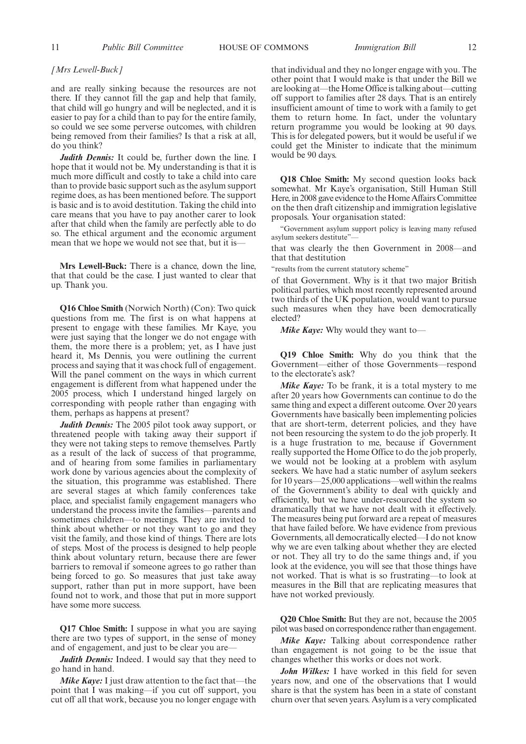*[Mrs Lewell-Buck]*

and are really sinking because the resources are not there. If they cannot fill the gap and help that family, that child will go hungry and will be neglected, and it is easier to pay for a child than to pay for the entire family, so could we see some perverse outcomes, with children being removed from their families? Is that a risk at all, do you think?

***Judith Dennis:*** It could be, further down the line. I hope that it would not be. My understanding is that it is much more difficult and costly to take a child into care than to provide basic support such as the asylum support regime does, as has been mentioned before. The support is basic and is to avoid destitution. Taking the child into care means that you have to pay another carer to look after that child when the family are perfectly able to do so. The ethical argument and the economic argument mean that we hope we would not see that, but it is—

**Mrs Lewell-Buck:** There is a chance, down the line, that that could be the case. I just wanted to clear that up. Thank you.

**Q16 Chloe Smith** (Norwich North) (Con): Two quick questions from me. The first is on what happens at present to engage with these families. Mr Kaye, you were just saying that the longer we do not engage with them, the more there is a problem; yet, as I have just heard it, Ms Dennis, you were outlining the current process and saying that it was chock full of engagement. Will the panel comment on the ways in which current engagement is different from what happened under the 2005 process, which I understand hinged largely on corresponding with people rather than engaging with them, perhaps as happens at present?

***Judith Dennis:*** The 2005 pilot took away support, or threatened people with taking away their support if they were not taking steps to remove themselves. Partly as a result of the lack of success of that programme, and of hearing from some families in parliamentary work done by various agencies about the complexity of the situation, this programme was established. There are several stages at which family conferences take place, and specialist family engagement managers who understand the process invite the families—parents and sometimes children—to meetings. They are invited to think about whether or not they want to go and they visit the family, and those kind of things. There are lots of steps. Most of the process is designed to help people think about voluntary return, because there are fewer barriers to removal if someone agrees to go rather than being forced to go. So measures that just take away support, rather than put in more support, have been found not to work, and those that put in more support have some more success.

**Q17 Chloe Smith:** I suppose in what you are saying there are two types of support, in the sense of money and of engagement, and just to be clear you are—

***Judith Dennis:*** Indeed. I would say that they need to go hand in hand.

***Mike Kaye:*** I just draw attention to the fact that—the point that I was making—if you cut off support, you cut off all that work, because you no longer engage with that individual and they no longer engage with you. The other point that I would make is that under the Bill we are looking at—the Home Office is talking about—cutting off support to families after 28 days. That is an entirely insufficient amount of time to work with a family to get them to return home. In fact, under the voluntary return programme you would be looking at 90 days. This is for delegated powers, but it would be useful if we could get the Minister to indicate that the minimum would be 90 days.

**Q18 Chloe Smith:** My second question looks back somewhat. Mr Kaye's organisation, Still Human Still Here, in 2008 gave evidence to the Home Affairs Committee on the then draft citizenship and immigration legislative proposals. Your organisation stated:

> "Government asylum support policy is leaving many refused asylum seekers destitute"—

that was clearly the then Government in 2008—and that that destitution

> "results from the current statutory scheme"

of that Government. Why is it that two major British political parties, which most recently represented around two thirds of the UK population, would want to pursue such measures when they have been democratically elected?

***Mike Kaye:*** Why would they want to—

**Q19 Chloe Smith:** Why do you think that the Government—either of those Governments—respond to the electorate's ask?

***Mike Kaye:*** To be frank, it is a total mystery to me after 20 years how Governments can continue to do the same thing and expect a different outcome. Over 20 years Governments have basically been implementing policies that are short-term, deterrent policies, and they have not been resourcing the system to do the job properly. It is a huge frustration to me, because if Government really supported the Home Office to do the job properly, we would not be looking at a problem with asylum seekers. We have had a static number of asylum seekers for 10 years—25,000 applications—well within the realms of the Government's ability to deal with quickly and efficiently, but we have under-resourced the system so dramatically that we have not dealt with it effectively. The measures being put forward are a repeat of measures that have failed before. We have evidence from previous Governments, all democratically elected—I do not know why we are even talking about whether they are elected or not. They all try to do the same things and, if you look at the evidence, you will see that those things have not worked. That is what is so frustrating—to look at measures in the Bill that are replicating measures that have not worked previously.

**Q20 Chloe Smith:** But they are not, because the 2005 pilot was based on correspondence rather than engagement.

***Mike Kaye:*** Talking about correspondence rather than engagement is not going to be the issue that changes whether this works or does not work.

***John Wilkes:*** I have worked in this field for seven years now, and one of the observations that I would share is that the system has been in a state of constant churn over that seven years. Asylum is a very complicated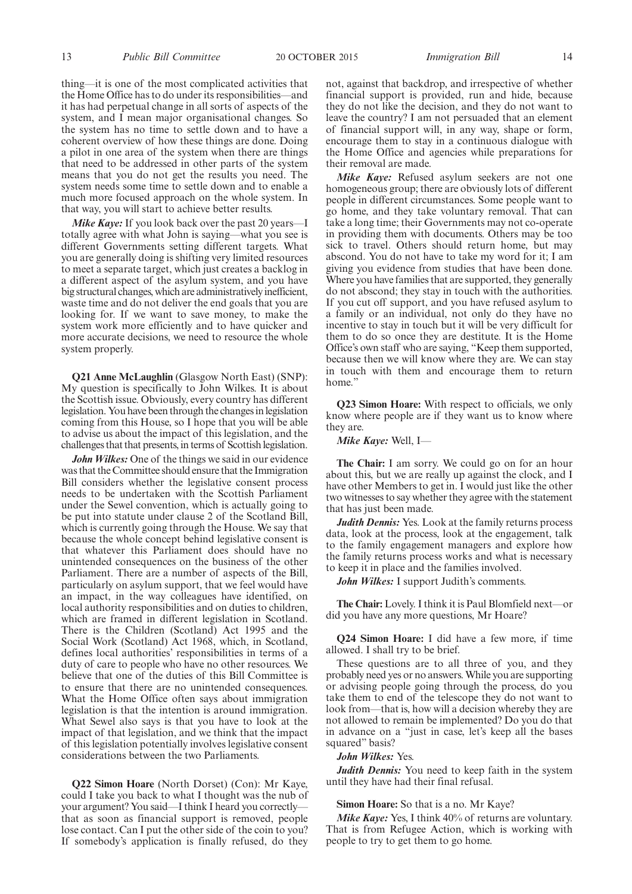thing—it is one of the most complicated activities that the Home Office has to do under its responsibilities—and it has had perpetual change in all sorts of aspects of the system, and I mean major organisational changes. So the system has no time to settle down and to have a coherent overview of how these things are done. Doing a pilot in one area of the system when there are things that need to be addressed in other parts of the system means that you do not get the results you need. The system needs some time to settle down and to enable a much more focused approach on the whole system. In that way, you will start to achieve better results.

***Mike Kaye:*** If you look back over the past 20 years—I totally agree with what John is saying—what you see is different Governments setting different targets. What you are generally doing is shifting very limited resources to meet a separate target, which just creates a backlog in a different aspect of the asylum system, and you have big structural changes, which are administratively inefficient, waste time and do not deliver the end goals that you are looking for. If we want to save money, to make the system work more efficiently and to have quicker and more accurate decisions, we need to resource the whole system properly.

**Q21 Anne McLaughlin** (Glasgow North East) (SNP): My question is specifically to John Wilkes. It is about the Scottish issue. Obviously, every country has different legislation. You have been through the changes in legislation coming from this House, so I hope that you will be able to advise us about the impact of this legislation, and the challenges that that presents, in terms of Scottish legislation.

***John Wilkes:*** One of the things we said in our evidence was that the Committee should ensure that the Immigration Bill considers whether the legislative consent process needs to be undertaken with the Scottish Parliament under the Sewel convention, which is actually going to be put into statute under clause 2 of the Scotland Bill, which is currently going through the House. We say that because the whole concept behind legislative consent is that whatever this Parliament does should have no unintended consequences on the business of the other Parliament. There are a number of aspects of the Bill, particularly on asylum support, that we feel would have an impact, in the way colleagues have identified, on local authority responsibilities and on duties to children, which are framed in different legislation in Scotland. There is the Children (Scotland) Act 1995 and the Social Work (Scotland) Act 1968, which, in Scotland, defines local authorities' responsibilities in terms of a duty of care to people who have no other resources. We believe that one of the duties of this Bill Committee is to ensure that there are no unintended consequences. What the Home Office often says about immigration legislation is that the intention is around immigration. What Sewel also says is that you have to look at the impact of that legislation, and we think that the impact of this legislation potentially involves legislative consent considerations between the two Parliaments.

**Q22 Simon Hoare** (North Dorset) (Con): Mr Kaye, could I take you back to what I thought was the nub of your argument? You said—I think I heard you correctly—that as soon as financial support is removed, people lose contact. Can I put the other side of the coin to you? If somebody's application is finally refused, do they not, against that backdrop, and irrespective of whether financial support is provided, run and hide, because they do not like the decision, and they do not want to leave the country? I am not persuaded that an element of financial support will, in any way, shape or form, encourage them to stay in a continuous dialogue with the Home Office and agencies while preparations for their removal are made.

***Mike Kaye:*** Refused asylum seekers are not one homogeneous group; there are obviously lots of different people in different circumstances. Some people want to go home, and they take voluntary removal. That can take a long time; their Governments may not co-operate in providing them with documents. Others may be too sick to travel. Others should return home, but may abscond. You do not have to take my word for it; I am giving you evidence from studies that have been done. Where you have families that are supported, they generally do not abscond; they stay in touch with the authorities. If you cut off support, and you have refused asylum to a family or an individual, not only do they have no incentive to stay in touch but it will be very difficult for them to do so once they are destitute. It is the Home Office's own staff who are saying, "Keep them supported, because then we will know where they are. We can stay in touch with them and encourage them to return home."

**Q23 Simon Hoare:** With respect to officials, we only know where people are if they want us to know where they are.

***Mike Kaye:*** Well, I—

**The Chair:** I am sorry. We could go on for an hour about this, but we are really up against the clock, and I have other Members to get in. I would just like the other two witnesses to say whether they agree with the statement that has just been made.

***Judith Dennis:*** Yes. Look at the family returns process data, look at the process, look at the engagement, talk to the family engagement managers and explore how the family returns process works and what is necessary to keep it in place and the families involved.

***John Wilkes:*** I support Judith's comments.

**The Chair:** Lovely. I think it is Paul Blomfield next—or did you have any more questions, Mr Hoare?

**Q24 Simon Hoare:** I did have a few more, if time allowed. I shall try to be brief.

These questions are to all three of you, and they probably need yes or no answers. While you are supporting or advising people going through the process, do you take them to end of the telescope they do not want to look from—that is, how will a decision whereby they are not allowed to remain be implemented? Do you do that in advance on a "just in case, let's keep all the bases squared" basis?

***John Wilkes:*** Yes.

***Judith Dennis:*** You need to keep faith in the system until they have had their final refusal.

**Simon Hoare:** So that is a no. Mr Kaye?

***Mike Kaye:*** Yes, I think 40% of returns are voluntary. That is from Refugee Action, which is working with people to try to get them to go home.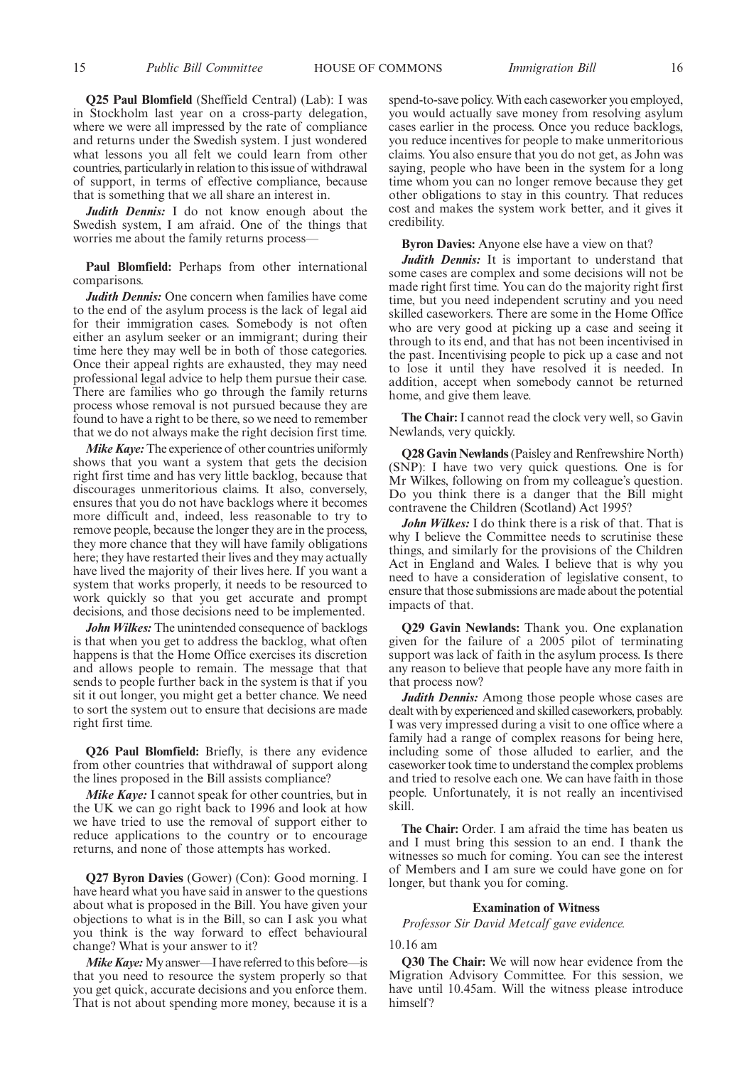**Q25 Paul Blomfield** (Sheffield Central) (Lab): I was in Stockholm last year on a cross-party delegation, where we were all impressed by the rate of compliance and returns under the Swedish system. I just wondered what lessons you all felt we could learn from other countries, particularly in relation to this issue of withdrawal of support, in terms of effective compliance, because that is something that we all share an interest in.

***Judith Dennis:*** I do not know enough about the Swedish system, I am afraid. One of the things that worries me about the family returns process—

**Paul Blomfield:** Perhaps from other international comparisons.

***Judith Dennis:*** One concern when families have come to the end of the asylum process is the lack of legal aid for their immigration cases. Somebody is not often either an asylum seeker or an immigrant; during their time here they may well be in both of those categories. Once their appeal rights are exhausted, they may need professional legal advice to help them pursue their case. There are families who go through the family returns process whose removal is not pursued because they are found to have a right to be there, so we need to remember that we do not always make the right decision first time.

***Mike Kaye:*** The experience of other countries uniformly shows that you want a system that gets the decision right first time and has very little backlog, because that discourages unmeritorious claims. It also, conversely, ensures that you do not have backlogs where it becomes more difficult and, indeed, less reasonable to try to remove people, because the longer they are in the process, they more chance that they will have family obligations here; they have restarted their lives and they may actually have lived the majority of their lives here. If you want a system that works properly, it needs to be resourced to work quickly so that you get accurate and prompt decisions, and those decisions need to be implemented.

***John Wilkes:*** The unintended consequence of backlogs is that when you get to address the backlog, what often happens is that the Home Office exercises its discretion and allows people to remain. The message that that sends to people further back in the system is that if you sit it out longer, you might get a better chance. We need to sort the system out to ensure that decisions are made right first time.

**Q26 Paul Blomfield:** Briefly, is there any evidence from other countries that withdrawal of support along the lines proposed in the Bill assists compliance?

***Mike Kaye:*** I cannot speak for other countries, but in the UK we can go right back to 1996 and look at how we have tried to use the removal of support either to reduce applications to the country or to encourage returns, and none of those attempts has worked.

**Q27 Byron Davies** (Gower) (Con): Good morning. I have heard what you have said in answer to the questions about what is proposed in the Bill. You have given your objections to what is in the Bill, so can I ask you what you think is the way forward to effect behavioural change? What is your answer to it?

***Mike Kaye:*** My answer—I have referred to this before—is that you need to resource the system properly so that you get quick, accurate decisions and you enforce them. That is not about spending more money, because it is a spend-to-save policy. With each caseworker you employed, you would actually save money from resolving asylum cases earlier in the process. Once you reduce backlogs, you reduce incentives for people to make unmeritorious claims. You also ensure that you do not get, as John was saying, people who have been in the system for a long time whom you can no longer remove because they get other obligations to stay in this country. That reduces cost and makes the system work better, and it gives it credibility.

**Byron Davies:** Anyone else have a view on that?

***Judith Dennis:*** It is important to understand that some cases are complex and some decisions will not be made right first time. You can do the majority right first time, but you need independent scrutiny and you need skilled caseworkers. There are some in the Home Office who are very good at picking up a case and seeing it through to its end, and that has not been incentivised in the past. Incentivising people to pick up a case and not to lose it until they have resolved it is needed. In addition, accept when somebody cannot be returned home, and give them leave.

**The Chair:** I cannot read the clock very well, so Gavin Newlands, very quickly.

**Q28 Gavin Newlands** (Paisley and Renfrewshire North) (SNP): I have two very quick questions. One is for Mr Wilkes, following on from my colleague's question. Do you think there is a danger that the Bill might contravene the Children (Scotland) Act 1995?

***John Wilkes:*** I do think there is a risk of that. That is why I believe the Committee needs to scrutinise these things, and similarly for the provisions of the Children Act in England and Wales. I believe that is why you need to have a consideration of legislative consent, to ensure that those submissions are made about the potential impacts of that.

**Q29 Gavin Newlands:** Thank you. One explanation given for the failure of a 2005 pilot of terminating support was lack of faith in the asylum process. Is there any reason to believe that people have any more faith in that process now?

***Judith Dennis:*** Among those people whose cases are dealt with by experienced and skilled caseworkers, probably. I was very impressed during a visit to one office where a family had a range of complex reasons for being here, including some of those alluded to earlier, and the caseworker took time to understand the complex problems and tried to resolve each one. We can have faith in those people. Unfortunately, it is not really an incentivised skill.

**The Chair:** Order. I am afraid the time has beaten us and I must bring this session to an end. I thank the witnesses so much for coming. You can see the interest of Members and I am sure we could have gone on for longer, but thank you for coming.

## Examination of Witness

*Professor Sir David Metcalf gave evidence.*

10.16 am

**Q30 The Chair:** We will now hear evidence from the Migration Advisory Committee. For this session, we have until 10.45am. Will the witness please introduce himself?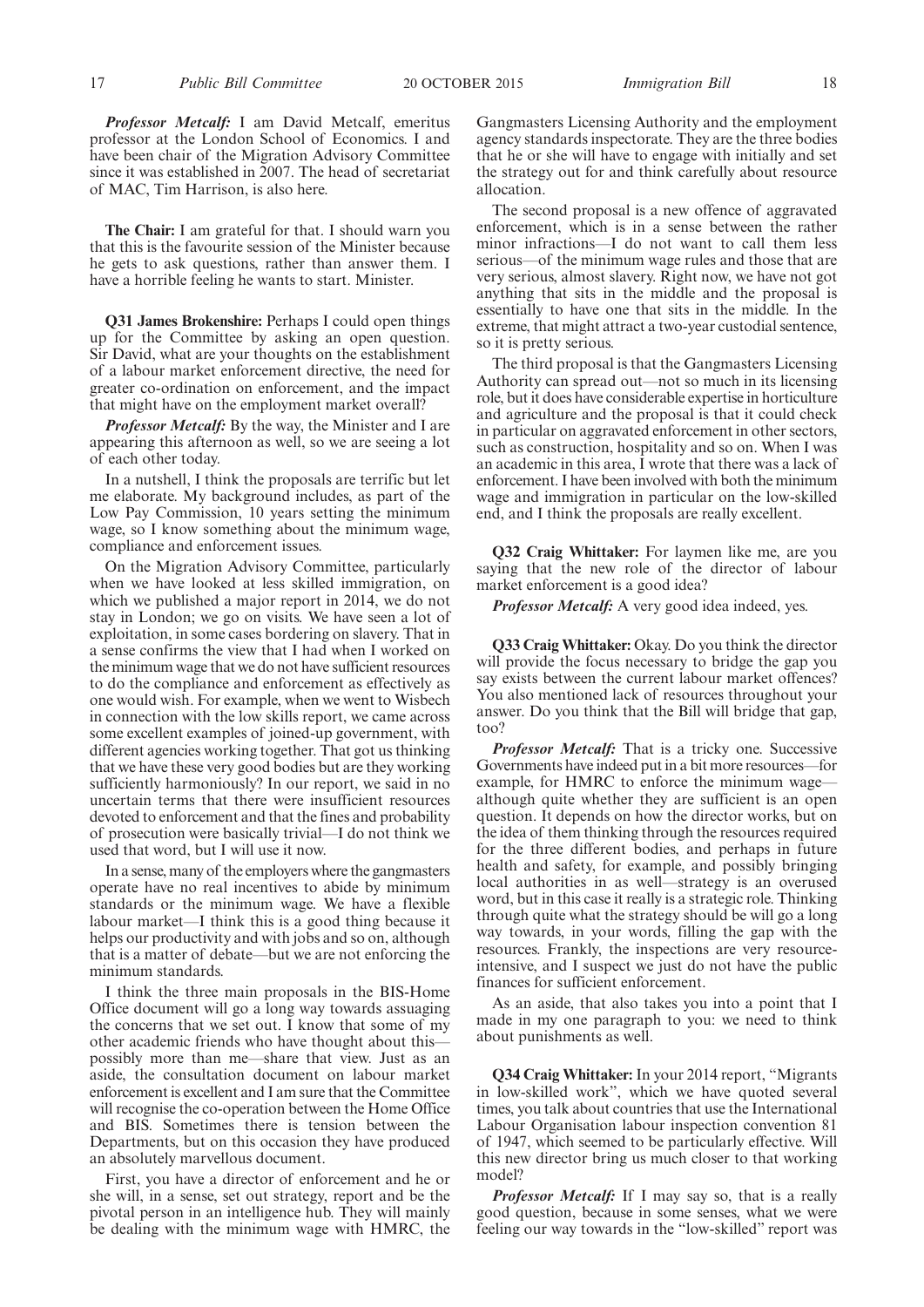***Professor Metcalf:*** I am David Metcalf, emeritus professor at the London School of Economics. I and have been chair of the Migration Advisory Committee since it was established in 2007. The head of secretariat of MAC, Tim Harrison, is also here.

**The Chair:** I am grateful for that. I should warn you that this is the favourite session of the Minister because he gets to ask questions, rather than answer them. I have a horrible feeling he wants to start. Minister.

**Q31 James Brokenshire:** Perhaps I could open things up for the Committee by asking an open question. Sir David, what are your thoughts on the establishment of a labour market enforcement directive, the need for greater co-ordination on enforcement, and the impact that might have on the employment market overall?

***Professor Metcalf:*** By the way, the Minister and I are appearing this afternoon as well, so we are seeing a lot of each other today.

In a nutshell, I think the proposals are terrific but let me elaborate. My background includes, as part of the Low Pay Commission, 10 years setting the minimum wage, so I know something about the minimum wage, compliance and enforcement issues.

On the Migration Advisory Committee, particularly when we have looked at less skilled immigration, on which we published a major report in 2014, we do not stay in London; we go on visits. We have seen a lot of exploitation, in some cases bordering on slavery. That in a sense confirms the view that I had when I worked on the minimum wage that we do not have sufficient resources to do the compliance and enforcement as effectively as one would wish. For example, when we went to Wisbech in connection with the low skills report, we came across some excellent examples of joined-up government, with different agencies working together. That got us thinking that we have these very good bodies but are they working sufficiently harmoniously? In our report, we said in no uncertain terms that there were insufficient resources devoted to enforcement and that the fines and probability of prosecution were basically trivial—I do not think we used that word, but I will use it now.

In a sense, many of the employers where the gangmasters operate have no real incentives to abide by minimum standards or the minimum wage. We have a flexible labour market—I think this is a good thing because it helps our productivity and with jobs and so on, although that is a matter of debate—but we are not enforcing the minimum standards.

I think the three main proposals in the BIS-Home Office document will go a long way towards assuaging the concerns that we set out. I know that some of my other academic friends who have thought about this—possibly more than me—share that view. Just as an aside, the consultation document on labour market enforcement is excellent and I am sure that the Committee will recognise the co-operation between the Home Office and BIS. Sometimes there is tension between the Departments, but on this occasion they have produced an absolutely marvellous document.

First, you have a director of enforcement and he or she will, in a sense, set out strategy, report and be the pivotal person in an intelligence hub. They will mainly be dealing with the minimum wage with HMRC, the Gangmasters Licensing Authority and the employment agency standards inspectorate. They are the three bodies that he or she will have to engage with initially and set the strategy out for and think carefully about resource allocation.

The second proposal is a new offence of aggravated enforcement, which is in a sense between the rather minor infractions—I do not want to call them less serious—of the minimum wage rules and those that are very serious, almost slavery. Right now, we have not got anything that sits in the middle and the proposal is essentially to have one that sits in the middle. In the extreme, that might attract a two-year custodial sentence, so it is pretty serious.

The third proposal is that the Gangmasters Licensing Authority can spread out—not so much in its licensing role, but it does have considerable expertise in horticulture and agriculture and the proposal is that it could check in particular on aggravated enforcement in other sectors, such as construction, hospitality and so on. When I was an academic in this area, I wrote that there was a lack of enforcement. I have been involved with both the minimum wage and immigration in particular on the low-skilled end, and I think the proposals are really excellent.

**Q32 Craig Whittaker:** For laymen like me, are you saying that the new role of the director of labour market enforcement is a good idea?

***Professor Metcalf:*** A very good idea indeed, yes.

**Q33 Craig Whittaker:** Okay. Do you think the director will provide the focus necessary to bridge the gap you say exists between the current labour market offences? You also mentioned lack of resources throughout your answer. Do you think that the Bill will bridge that gap, too?

***Professor Metcalf:*** That is a tricky one. Successive Governments have indeed put in a bit more resources—for example, for HMRC to enforce the minimum wage—although quite whether they are sufficient is an open question. It depends on how the director works, but on the idea of them thinking through the resources required for the three different bodies, and perhaps in future health and safety, for example, and possibly bringing local authorities in as well—strategy is an overused word, but in this case it really is a strategic role. Thinking through quite what the strategy should be will go a long way towards, in your words, filling the gap with the resources. Frankly, the inspections are very resource-intensive, and I suspect we just do not have the public finances for sufficient enforcement.

As an aside, that also takes you into a point that I made in my one paragraph to you: we need to think about punishments as well.

**Q34 Craig Whittaker:** In your 2014 report, "Migrants in low-skilled work", which we have quoted several times, you talk about countries that use the International Labour Organisation labour inspection convention 81 of 1947, which seemed to be particularly effective. Will this new director bring us much closer to that working model?

***Professor Metcalf:*** If I may say so, that is a really good question, because in some senses, what we were feeling our way towards in the "low-skilled" report was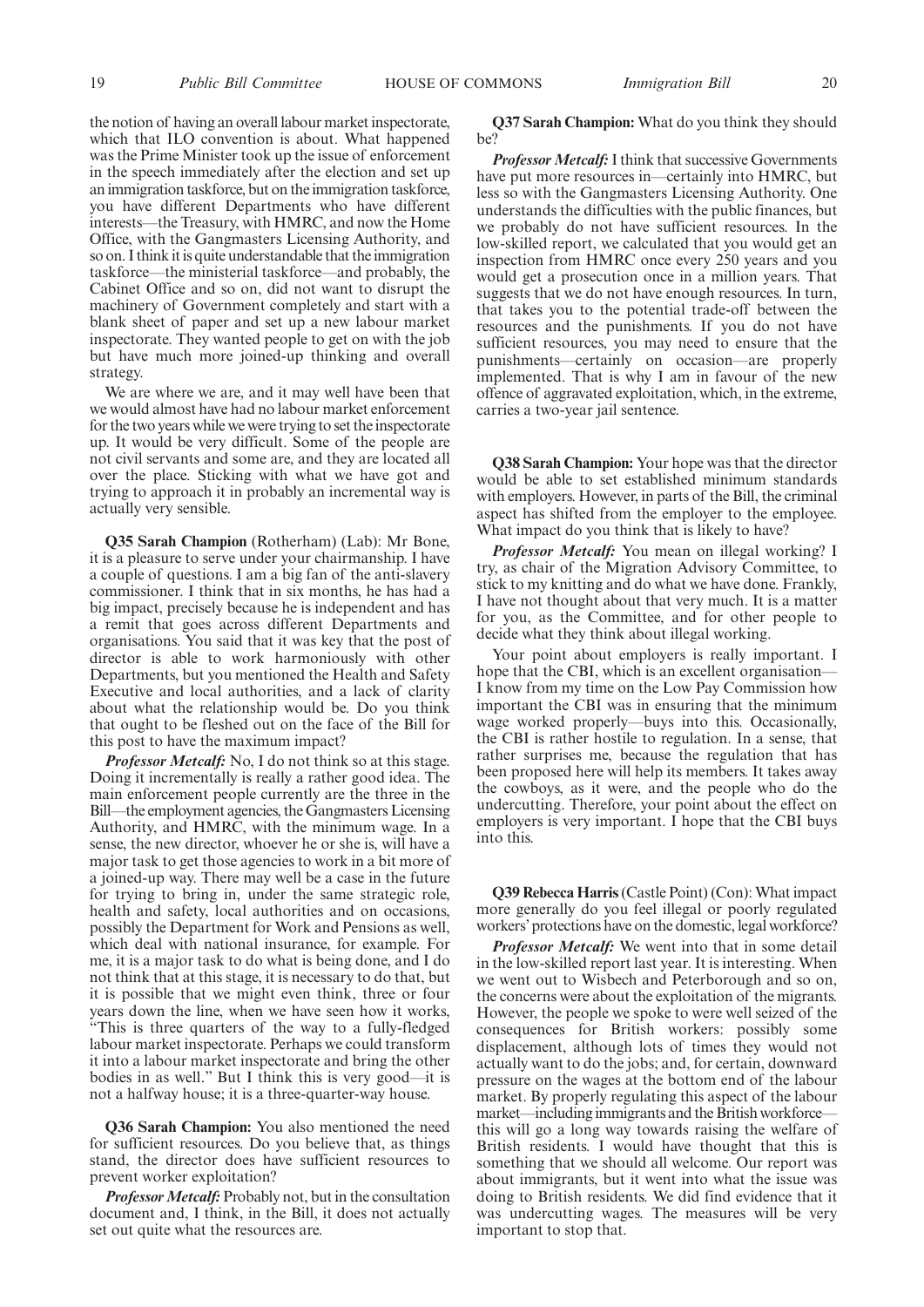the notion of having an overall labour market inspectorate, which that ILO convention is about. What happened was the Prime Minister took up the issue of enforcement in the speech immediately after the election and set up an immigration taskforce, but on the immigration taskforce, you have different Departments who have different interests—the Treasury, with HMRC, and now the Home Office, with the Gangmasters Licensing Authority, and so on. I think it is quite understandable that the immigration taskforce—the ministerial taskforce—and probably, the Cabinet Office and so on, did not want to disrupt the machinery of Government completely and start with a blank sheet of paper and set up a new labour market inspectorate. They wanted people to get on with the job but have much more joined-up thinking and overall strategy.

We are where we are, and it may well have been that we would almost have had no labour market enforcement for the two years while we were trying to set the inspectorate up. It would be very difficult. Some of the people are not civil servants and some are, and they are located all over the place. Sticking with what we have got and trying to approach it in probably an incremental way is actually very sensible.

**Q35 Sarah Champion** (Rotherham) (Lab): Mr Bone, it is a pleasure to serve under your chairmanship. I have a couple of questions. I am a big fan of the anti-slavery commissioner. I think that in six months, he has had a big impact, precisely because he is independent and has a remit that goes across different Departments and organisations. You said that it was key that the post of director is able to work harmoniously with other Departments, but you mentioned the Health and Safety Executive and local authorities, and a lack of clarity about what the relationship would be. Do you think that ought to be fleshed out on the face of the Bill for this post to have the maximum impact?

***Professor Metcalf:*** No, I do not think so at this stage. Doing it incrementally is really a rather good idea. The main enforcement people currently are the three in the Bill—the employment agencies, the Gangmasters Licensing Authority, and HMRC, with the minimum wage. In a sense, the new director, whoever he or she is, will have a major task to get those agencies to work in a bit more of a joined-up way. There may well be a case in the future for trying to bring in, under the same strategic role, health and safety, local authorities and on occasions, possibly the Department for Work and Pensions as well, which deal with national insurance, for example. For me, it is a major task to do what is being done, and I do not think that at this stage, it is necessary to do that, but it is possible that we might even think, three or four years down the line, when we have seen how it works, "This is three quarters of the way to a fully-fledged labour market inspectorate. Perhaps we could transform it into a labour market inspectorate and bring the other bodies in as well." But I think this is very good—it is not a halfway house; it is a three-quarter-way house.

**Q36 Sarah Champion:** You also mentioned the need for sufficient resources. Do you believe that, as things stand, the director does have sufficient resources to prevent worker exploitation?

***Professor Metcalf:*** Probably not, but in the consultation document and, I think, in the Bill, it does not actually set out quite what the resources are.

**Q37 Sarah Champion:** What do you think they should be?

***Professor Metcalf:*** I think that successive Governments have put more resources in—certainly into HMRC, but less so with the Gangmasters Licensing Authority. One understands the difficulties with the public finances, but we probably do not have sufficient resources. In the low-skilled report, we calculated that you would get an inspection from HMRC once every 250 years and you would get a prosecution once in a million years. That suggests that we do not have enough resources. In turn, that takes you to the potential trade-off between the resources and the punishments. If you do not have sufficient resources, you may need to ensure that the punishments—certainly on occasion—are properly implemented. That is why I am in favour of the new offence of aggravated exploitation, which, in the extreme, carries a two-year jail sentence.

**Q38 Sarah Champion:** Your hope was that the director would be able to set established minimum standards with employers. However, in parts of the Bill, the criminal aspect has shifted from the employer to the employee. What impact do you think that is likely to have?

***Professor Metcalf:*** You mean on illegal working? I try, as chair of the Migration Advisory Committee, to stick to my knitting and do what we have done. Frankly, I have not thought about that very much. It is a matter for you, as the Committee, and for other people to decide what they think about illegal working.

Your point about employers is really important. I hope that the CBI, which is an excellent organisation—I know from my time on the Low Pay Commission how important the CBI was in ensuring that the minimum wage worked properly—buys into this. Occasionally, the CBI is rather hostile to regulation. In a sense, that rather surprises me, because the regulation that has been proposed here will help its members. It takes away the cowboys, as it were, and the people who do the undercutting. Therefore, your point about the effect on employers is very important. I hope that the CBI buys into this.

**Q39 Rebecca Harris** (Castle Point) (Con): What impact more generally do you feel illegal or poorly regulated workers' protections have on the domestic, legal workforce?

***Professor Metcalf:*** We went into that in some detail in the low-skilled report last year. It is interesting. When we went out to Wisbech and Peterborough and so on, the concerns were about the exploitation of the migrants. However, the people we spoke to were well seized of the consequences for British workers: possibly some displacement, although lots of times they would not actually want to do the jobs; and, for certain, downward pressure on the wages at the bottom end of the labour market. By properly regulating this aspect of the labour market—including immigrants and the British workforce—this will go a long way towards raising the welfare of British residents. I would have thought that this is something that we should all welcome. Our report was about immigrants, but it went into what the issue was doing to British residents. We did find evidence that it was undercutting wages. The measures will be very important to stop that.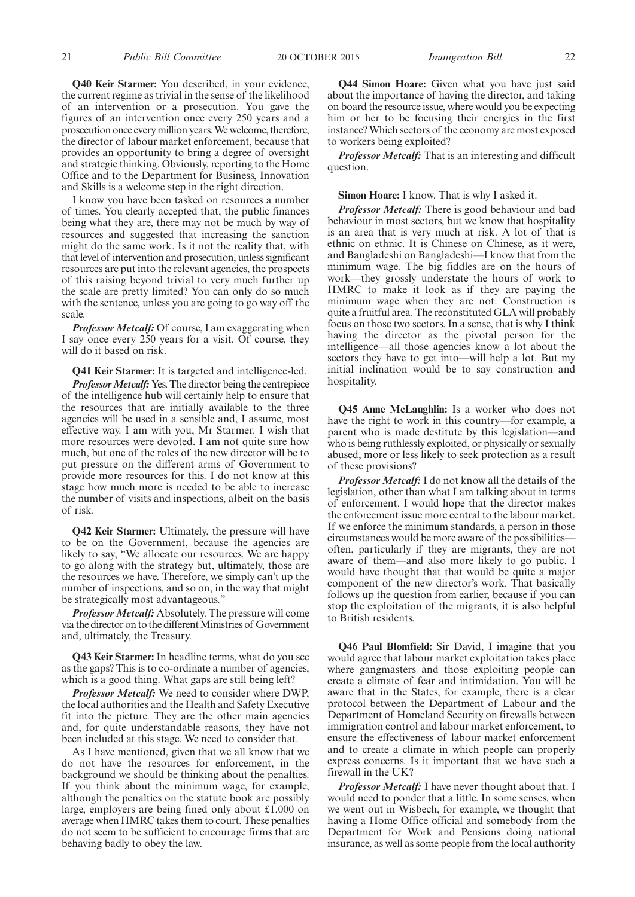**Q40 Keir Starmer:** You described, in your evidence, the current regime as trivial in the sense of the likelihood of an intervention or a prosecution. You gave the figures of an intervention once every 250 years and a prosecution once every million years. We welcome, therefore, the director of labour market enforcement, because that provides an opportunity to bring a degree of oversight and strategic thinking. Obviously, reporting to the Home Office and to the Department for Business, Innovation and Skills is a welcome step in the right direction.

I know you have been tasked on resources a number of times. You clearly accepted that, the public finances being what they are, there may not be much by way of resources and suggested that increasing the sanction might do the same work. Is it not the reality that, with that level of intervention and prosecution, unless significant resources are put into the relevant agencies, the prospects of this raising beyond trivial to very much further up the scale are pretty limited? You can only do so much with the sentence, unless you are going to go way off the scale.

***Professor Metcalf:*** Of course, I am exaggerating when I say once every 250 years for a visit. Of course, they will do it based on risk.

**Q41 Keir Starmer:** It is targeted and intelligence-led.

***Professor Metcalf:*** Yes. The director being the centrepiece of the intelligence hub will certainly help to ensure that the resources that are initially available to the three agencies will be used in a sensible and, I assume, most effective way. I am with you, Mr Starmer. I wish that more resources were devoted. I am not quite sure how much, but one of the roles of the new director will be to put pressure on the different arms of Government to provide more resources for this. I do not know at this stage how much more is needed to be able to increase the number of visits and inspections, albeit on the basis of risk.

**Q42 Keir Starmer:** Ultimately, the pressure will have to be on the Government, because the agencies are likely to say, "We allocate our resources. We are happy to go along with the strategy but, ultimately, those are the resources we have. Therefore, we simply can't up the number of inspections, and so on, in the way that might be strategically most advantageous."

***Professor Metcalf:*** Absolutely. The pressure will come via the director on to the different Ministries of Government and, ultimately, the Treasury.

**Q43 Keir Starmer:** In headline terms, what do you see as the gaps? This is to co-ordinate a number of agencies, which is a good thing. What gaps are still being left?

***Professor Metcalf:*** We need to consider where DWP, the local authorities and the Health and Safety Executive fit into the picture. They are the other main agencies and, for quite understandable reasons, they have not been included at this stage. We need to consider that.

As I have mentioned, given that we all know that we do not have the resources for enforcement, in the background we should be thinking about the penalties. If you think about the minimum wage, for example, although the penalties on the statute book are possibly large, employers are being fined only about £1,000 on average when HMRC takes them to court. These penalties do not seem to be sufficient to encourage firms that are behaving badly to obey the law.

**Q44 Simon Hoare:** Given what you have just said about the importance of having the director, and taking on board the resource issue, where would you be expecting him or her to be focusing their energies in the first instance? Which sectors of the economy are most exposed to workers being exploited?

***Professor Metcalf:*** That is an interesting and difficult question.

**Simon Hoare:** I know. That is why I asked it.

***Professor Metcalf:*** There is good behaviour and bad behaviour in most sectors, but we know that hospitality is an area that is very much at risk. A lot of that is ethnic on ethnic. It is Chinese on Chinese, as it were, and Bangladeshi on Bangladeshi—I know that from the minimum wage. The big fiddles are on the hours of work—they grossly understate the hours of work to HMRC to make it look as if they are paying the minimum wage when they are not. Construction is quite a fruitful area. The reconstituted GLA will probably focus on those two sectors. In a sense, that is why I think having the director as the pivotal person for the intelligence—all those agencies know a lot about the sectors they have to get into—will help a lot. But my initial inclination would be to say construction and hospitality.

**Q45 Anne McLaughlin:** Is a worker who does not have the right to work in this country—for example, a parent who is made destitute by this legislation—and who is being ruthlessly exploited, or physically or sexually abused, more or less likely to seek protection as a result of these provisions?

***Professor Metcalf:*** I do not know all the details of the legislation, other than what I am talking about in terms of enforcement. I would hope that the director makes the enforcement issue more central to the labour market. If we enforce the minimum standards, a person in those circumstances would be more aware of the possibilities—often, particularly if they are migrants, they are not aware of them—and also more likely to go public. I would have thought that that would be quite a major component of the new director's work. That basically follows up the question from earlier, because if you can stop the exploitation of the migrants, it is also helpful to British residents.

**Q46 Paul Blomfield:** Sir David, I imagine that you would agree that labour market exploitation takes place where gangmasters and those exploiting people can create a climate of fear and intimidation. You will be aware that in the States, for example, there is a clear protocol between the Department of Labour and the Department of Homeland Security on firewalls between immigration control and labour market enforcement, to ensure the effectiveness of labour market enforcement and to create a climate in which people can properly express concerns. Is it important that we have such a firewall in the UK?

***Professor Metcalf:*** I have never thought about that. I would need to ponder that a little. In some senses, when we went out in Wisbech, for example, we thought that having a Home Office official and somebody from the Department for Work and Pensions doing national insurance, as well as some people from the local authority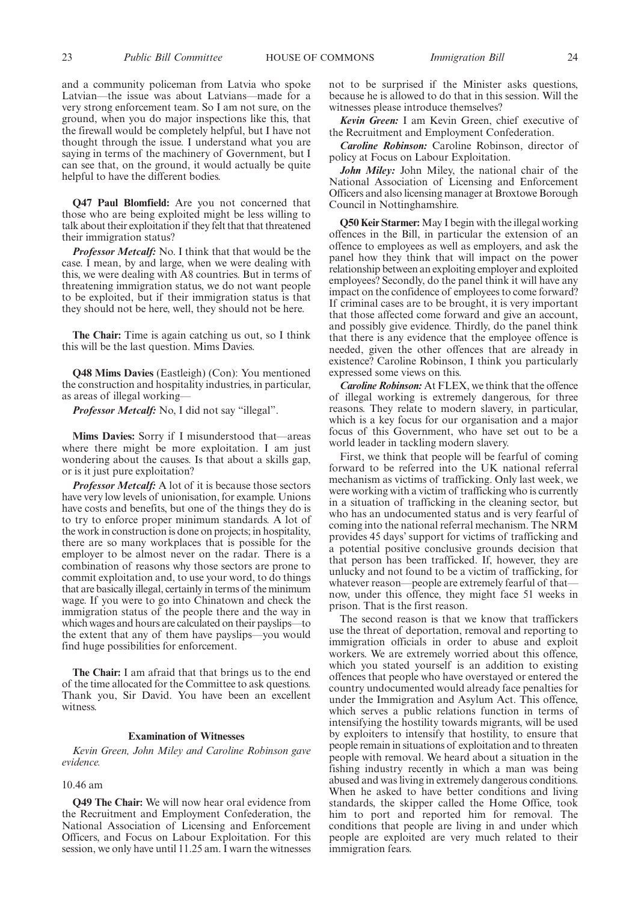and a community policeman from Latvia who spoke Latvian—the issue was about Latvians—made for a very strong enforcement team. So I am not sure, on the ground, when you do major inspections like this, that the firewall would be completely helpful, but I have not thought through the issue. I understand what you are saying in terms of the machinery of Government, but I can see that, on the ground, it would actually be quite helpful to have the different bodies.

**Q47 Paul Blomfield:** Are you not concerned that those who are being exploited might be less willing to talk about their exploitation if they felt that that threatened their immigration status?

***Professor Metcalf:*** No. I think that that would be the case. I mean, by and large, when we were dealing with this, we were dealing with A8 countries. But in terms of threatening immigration status, we do not want people to be exploited, but if their immigration status is that they should not be here, well, they should not be here.

**The Chair:** Time is again catching us out, so I think this will be the last question. Mims Davies.

**Q48 Mims Davies** (Eastleigh) (Con): You mentioned the construction and hospitality industries, in particular, as areas of illegal working—

***Professor Metcalf:*** No, I did not say "illegal".

**Mims Davies:** Sorry if I misunderstood that—areas where there might be more exploitation. I am just wondering about the causes. Is that about a skills gap, or is it just pure exploitation?

***Professor Metcalf:*** A lot of it is because those sectors have very low levels of unionisation, for example. Unions have costs and benefits, but one of the things they do is to try to enforce proper minimum standards. A lot of the work in construction is done on projects; in hospitality, there are so many workplaces that is possible for the employer to be almost never on the radar. There is a combination of reasons why those sectors are prone to commit exploitation and, to use your word, to do things that are basically illegal, certainly in terms of the minimum wage. If you were to go into Chinatown and check the immigration status of the people there and the way in which wages and hours are calculated on their payslips—to the extent that any of them have payslips—you would find huge possibilities for enforcement.

**The Chair:** I am afraid that that brings us to the end of the time allocated for the Committee to ask questions. Thank you, Sir David. You have been an excellent witness.

### Examination of Witnesses

*Kevin Green, John Miley and Caroline Robinson gave evidence.*

10.46 am

**Q49 The Chair:** We will now hear oral evidence from the Recruitment and Employment Confederation, the National Association of Licensing and Enforcement Officers, and Focus on Labour Exploitation. For this session, we only have until 11.25 am. I warn the witnesses not to be surprised if the Minister asks questions, because he is allowed to do that in this session. Will the witnesses please introduce themselves?

***Kevin Green:*** I am Kevin Green, chief executive of the Recruitment and Employment Confederation.

***Caroline Robinson:*** Caroline Robinson, director of policy at Focus on Labour Exploitation.

***John Miley:*** John Miley, the national chair of the National Association of Licensing and Enforcement Officers and also licensing manager at Broxtowe Borough Council in Nottinghamshire.

**Q50 Keir Starmer:** May I begin with the illegal working offences in the Bill, in particular the extension of an offence to employees as well as employers, and ask the panel how they think that will impact on the power relationship between an exploiting employer and exploited employees? Secondly, do the panel think it will have any impact on the confidence of employees to come forward? If criminal cases are to be brought, it is very important that those affected come forward and give an account, and possibly give evidence. Thirdly, do the panel think that there is any evidence that the employee offence is needed, given the other offences that are already in existence? Caroline Robinson, I think you particularly expressed some views on this.

***Caroline Robinson:*** At FLEX, we think that the offence of illegal working is extremely dangerous, for three reasons. They relate to modern slavery, in particular, which is a key focus for our organisation and a major focus of this Government, who have set out to be a world leader in tackling modern slavery.

First, we think that people will be fearful of coming forward to be referred into the UK national referral mechanism as victims of trafficking. Only last week, we were working with a victim of trafficking who is currently in a situation of trafficking in the cleaning sector, but who has an undocumented status and is very fearful of coming into the national referral mechanism. The NRM provides 45 days' support for victims of trafficking and a potential positive conclusive grounds decision that that person has been trafficked. If, however, they are unlucky and not found to be a victim of trafficking, for whatever reason—people are extremely fearful of that—now, under this offence, they might face 51 weeks in prison. That is the first reason.

The second reason is that we know that traffickers use the threat of deportation, removal and reporting to immigration officials in order to abuse and exploit workers. We are extremely worried about this offence, which you stated yourself is an addition to existing offences that people who have overstayed or entered the country undocumented would already face penalties for under the Immigration and Asylum Act. This offence, which serves a public relations function in terms of intensifying the hostility towards migrants, will be used by exploiters to intensify that hostility, to ensure that people remain in situations of exploitation and to threaten people with removal. We heard about a situation in the fishing industry recently in which a man was being abused and was living in extremely dangerous conditions. When he asked to have better conditions and living standards, the skipper called the Home Office, took him to port and reported him for removal. The conditions that people are living in and under which people are exploited are very much related to their immigration fears.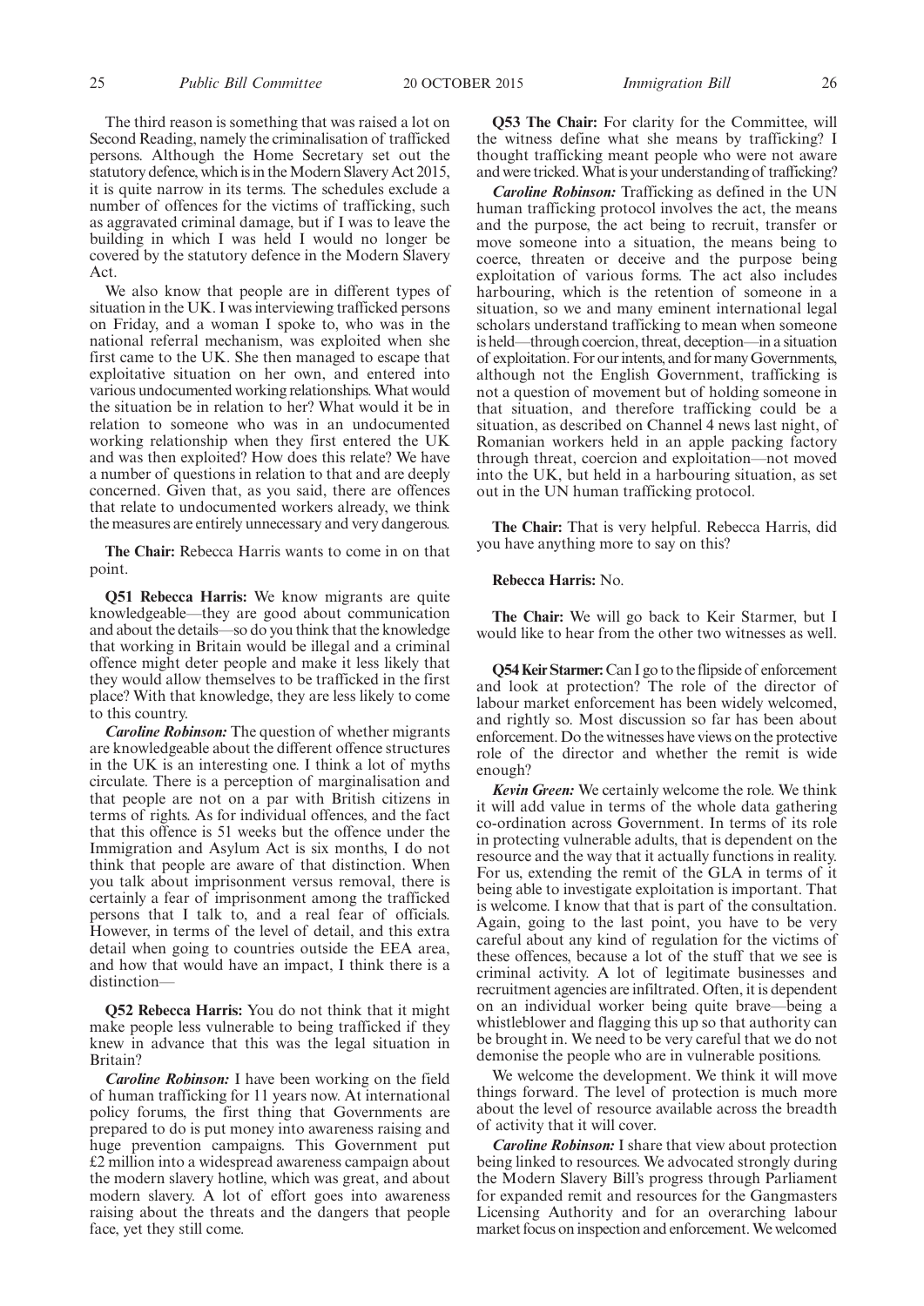The third reason is something that was raised a lot on Second Reading, namely the criminalisation of trafficked persons. Although the Home Secretary set out the statutory defence, which is in the Modern Slavery Act 2015, it is quite narrow in its terms. The schedules exclude a number of offences for the victims of trafficking, such as aggravated criminal damage, but if I was to leave the building in which I was held I would no longer be covered by the statutory defence in the Modern Slavery Act.

We also know that people are in different types of situation in the UK. I was interviewing trafficked persons on Friday, and a woman I spoke to, who was in the national referral mechanism, was exploited when she first came to the UK. She then managed to escape that exploitative situation on her own, and entered into various undocumented working relationships. What would the situation be in relation to her? What would it be in relation to someone who was in an undocumented working relationship when they first entered the UK and was then exploited? How does this relate? We have a number of questions in relation to that and are deeply concerned. Given that, as you said, there are offences that relate to undocumented workers already, we think the measures are entirely unnecessary and very dangerous.

**The Chair:** Rebecca Harris wants to come in on that point.

**Q51 Rebecca Harris:** We know migrants are quite knowledgeable—they are good about communication and about the details—so do you think that the knowledge that working in Britain would be illegal and a criminal offence might deter people and make it less likely that they would allow themselves to be trafficked in the first place? With that knowledge, they are less likely to come to this country.

***Caroline Robinson:*** The question of whether migrants are knowledgeable about the different offence structures in the UK is an interesting one. I think a lot of myths circulate. There is a perception of marginalisation and that people are not on a par with British citizens in terms of rights. As for individual offences, and the fact that this offence is 51 weeks but the offence under the Immigration and Asylum Act is six months, I do not think that people are aware of that distinction. When you talk about imprisonment versus removal, there is certainly a fear of imprisonment among the trafficked persons that I talk to, and a real fear of officials. However, in terms of the level of detail, and this extra detail when going to countries outside the EEA area, and how that would have an impact, I think there is a distinction—

**Q52 Rebecca Harris:** You do not think that it might make people less vulnerable to being trafficked if they knew in advance that this was the legal situation in Britain?

***Caroline Robinson:*** I have been working on the field of human trafficking for 11 years now. At international policy forums, the first thing that Governments are prepared to do is put money into awareness raising and huge prevention campaigns. This Government put £2 million into a widespread awareness campaign about the modern slavery hotline, which was great, and about modern slavery. A lot of effort goes into awareness raising about the threats and the dangers that people face, yet they still come.

**Q53 The Chair:** For clarity for the Committee, will the witness define what she means by trafficking? I thought trafficking meant people who were not aware and were tricked. What is your understanding of trafficking?

***Caroline Robinson:*** Trafficking as defined in the UN human trafficking protocol involves the act, the means and the purpose, the act being to recruit, transfer or move someone into a situation, the means being to coerce, threaten or deceive and the purpose being exploitation of various forms. The act also includes harbouring, which is the retention of someone in a situation, so we and many eminent international legal scholars understand trafficking to mean when someone is held—through coercion, threat, deception—in a situation of exploitation. For our intents, and for many Governments, although not the English Government, trafficking is not a question of movement but of holding someone in that situation, and therefore trafficking could be a situation, as described on Channel 4 news last night, of Romanian workers held in an apple packing factory through threat, coercion and exploitation—not moved into the UK, but held in a harbouring situation, as set out in the UN human trafficking protocol.

**The Chair:** That is very helpful. Rebecca Harris, did you have anything more to say on this?

**Rebecca Harris:** No.

**The Chair:** We will go back to Keir Starmer, but I would like to hear from the other two witnesses as well.

**Q54 Keir Starmer:** Can I go to the flipside of enforcement and look at protection? The role of the director of labour market enforcement has been widely welcomed, and rightly so. Most discussion so far has been about enforcement. Do the witnesses have views on the protective role of the director and whether the remit is wide enough?

***Kevin Green:*** We certainly welcome the role. We think it will add value in terms of the whole data gathering co-ordination across Government. In terms of its role in protecting vulnerable adults, that is dependent on the resource and the way that it actually functions in reality. For us, extending the remit of the GLA in terms of it being able to investigate exploitation is important. That is welcome. I know that that is part of the consultation. Again, going to the last point, you have to be very careful about any kind of regulation for the victims of these offences, because a lot of the stuff that we see is criminal activity. A lot of legitimate businesses and recruitment agencies are infiltrated. Often, it is dependent on an individual worker being quite brave—being a whistleblower and flagging this up so that authority can be brought in. We need to be very careful that we do not demonise the people who are in vulnerable positions.

We welcome the development. We think it will move things forward. The level of protection is much more about the level of resource available across the breadth of activity that it will cover.

***Caroline Robinson:*** I share that view about protection being linked to resources. We advocated strongly during the Modern Slavery Bill's progress through Parliament for expanded remit and resources for the Gangmasters Licensing Authority and for an overarching labour market focus on inspection and enforcement. We welcomed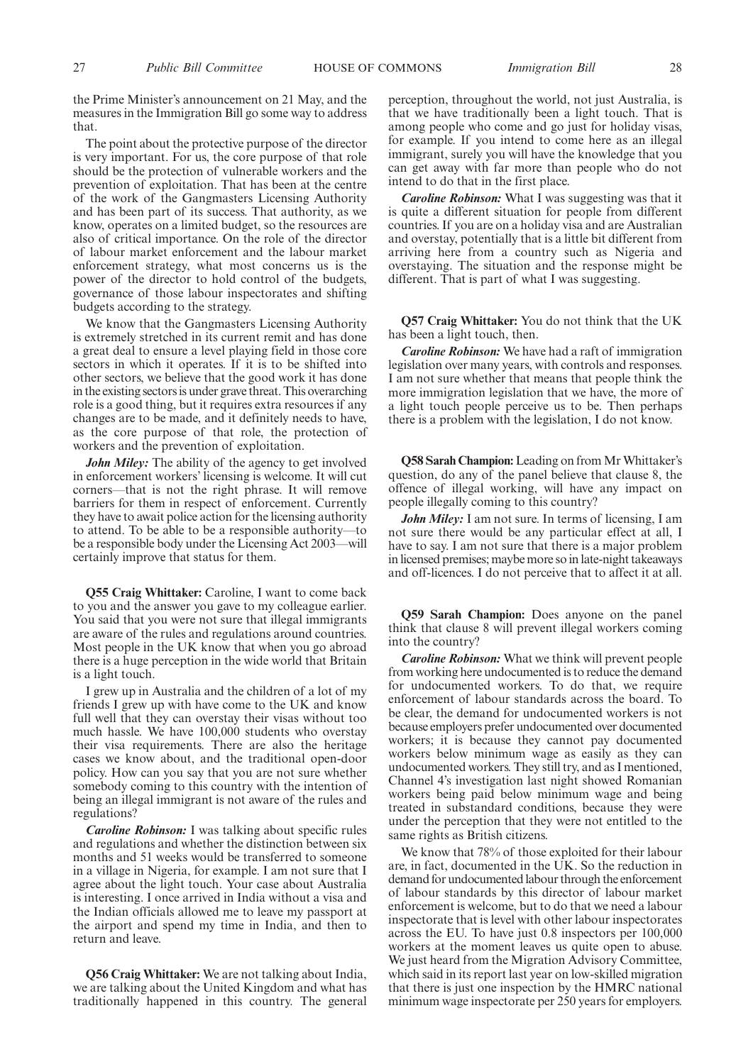the Prime Minister's announcement on 21 May, and the measures in the Immigration Bill go some way to address that.

The point about the protective purpose of the director is very important. For us, the core purpose of that role should be the protection of vulnerable workers and the prevention of exploitation. That has been at the centre of the work of the Gangmasters Licensing Authority and has been part of its success. That authority, as we know, operates on a limited budget, so the resources are also of critical importance. On the role of the director of labour market enforcement and the labour market enforcement strategy, what most concerns us is the power of the director to hold control of the budgets, governance of those labour inspectorates and shifting budgets according to the strategy.

We know that the Gangmasters Licensing Authority is extremely stretched in its current remit and has done a great deal to ensure a level playing field in those core sectors in which it operates. If it is to be shifted into other sectors, we believe that the good work it has done in the existing sectors is under grave threat. This overarching role is a good thing, but it requires extra resources if any changes are to be made, and it definitely needs to have, as the core purpose of that role, the protection of workers and the prevention of exploitation.

***John Miley:*** The ability of the agency to get involved in enforcement workers' licensing is welcome. It will cut corners—that is not the right phrase. It will remove barriers for them in respect of enforcement. Currently they have to await police action for the licensing authority to attend. To be able to be a responsible authority—to be a responsible body under the Licensing Act 2003—will certainly improve that status for them.

**Q55 Craig Whittaker:** Caroline, I want to come back to you and the answer you gave to my colleague earlier. You said that you were not sure that illegal immigrants are aware of the rules and regulations around countries. Most people in the UK know that when you go abroad there is a huge perception in the wide world that Britain is a light touch.

I grew up in Australia and the children of a lot of my friends I grew up with have come to the UK and know full well that they can overstay their visas without too much hassle. We have 100,000 students who overstay their visa requirements. There are also the heritage cases we know about, and the traditional open-door policy. How can you say that you are not sure whether somebody coming to this country with the intention of being an illegal immigrant is not aware of the rules and regulations?

***Caroline Robinson:*** I was talking about specific rules and regulations and whether the distinction between six months and 51 weeks would be transferred to someone in a village in Nigeria, for example. I am not sure that I agree about the light touch. Your case about Australia is interesting. I once arrived in India without a visa and the Indian officials allowed me to leave my passport at the airport and spend my time in India, and then to return and leave.

**Q56 Craig Whittaker:** We are not talking about India, we are talking about the United Kingdom and what has traditionally happened in this country. The general perception, throughout the world, not just Australia, is that we have traditionally been a light touch. That is among people who come and go just for holiday visas, for example. If you intend to come here as an illegal immigrant, surely you will have the knowledge that you can get away with far more than people who do not intend to do that in the first place.

***Caroline Robinson:*** What I was suggesting was that it is quite a different situation for people from different countries. If you are on a holiday visa and are Australian and overstay, potentially that is a little bit different from arriving here from a country such as Nigeria and overstaying. The situation and the response might be different. That is part of what I was suggesting.

**Q57 Craig Whittaker:** You do not think that the UK has been a light touch, then.

***Caroline Robinson:*** We have had a raft of immigration legislation over many years, with controls and responses. I am not sure whether that means that people think the more immigration legislation that we have, the more of a light touch people perceive us to be. Then perhaps there is a problem with the legislation, I do not know.

**Q58 Sarah Champion:** Leading on from Mr Whittaker's question, do any of the panel believe that clause 8, the offence of illegal working, will have any impact on people illegally coming to this country?

***John Miley:*** I am not sure. In terms of licensing, I am not sure there would be any particular effect at all, I have to say. I am not sure that there is a major problem in licensed premises; maybe more so in late-night takeaways and off-licences. I do not perceive that to affect it at all.

**Q59 Sarah Champion:** Does anyone on the panel think that clause 8 will prevent illegal workers coming into the country?

***Caroline Robinson:*** What we think will prevent people from working here undocumented is to reduce the demand for undocumented workers. To do that, we require enforcement of labour standards across the board. To be clear, the demand for undocumented workers is not because employers prefer undocumented over documented workers; it is because they cannot pay documented workers below minimum wage as easily as they can undocumented workers. They still try, and as I mentioned, Channel 4's investigation last night showed Romanian workers being paid below minimum wage and being treated in substandard conditions, because they were under the perception that they were not entitled to the same rights as British citizens.

We know that 78% of those exploited for their labour are, in fact, documented in the UK. So the reduction in demand for undocumented labour through the enforcement of labour standards by this director of labour market enforcement is welcome, but to do that we need a labour inspectorate that is level with other labour inspectorates across the EU. To have just 0.8 inspectors per 100,000 workers at the moment leaves us quite open to abuse. We just heard from the Migration Advisory Committee, which said in its report last year on low-skilled migration that there is just one inspection by the HMRC national minimum wage inspectorate per 250 years for employers.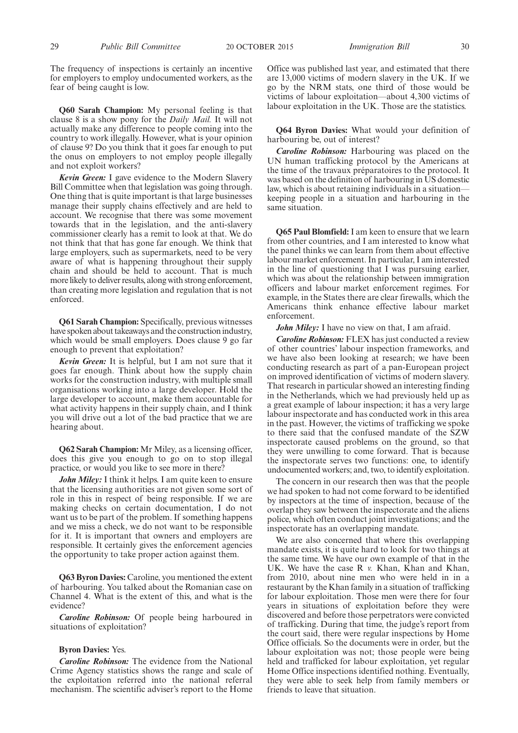The frequency of inspections is certainly an incentive for employers to employ undocumented workers, as the fear of being caught is low.

**Q60 Sarah Champion:** My personal feeling is that clause 8 is a show pony for the *Daily Mail.* It will not actually make any difference to people coming into the country to work illegally. However, what is your opinion of clause 9? Do you think that it goes far enough to put the onus on employers to not employ people illegally and not exploit workers?

***Kevin Green:*** I gave evidence to the Modern Slavery Bill Committee when that legislation was going through. One thing that is quite important is that large businesses manage their supply chains effectively and are held to account. We recognise that there was some movement towards that in the legislation, and the anti-slavery commissioner clearly has a remit to look at that. We do not think that that has gone far enough. We think that large employers, such as supermarkets, need to be very aware of what is happening throughout their supply chain and should be held to account. That is much more likely to deliver results, along with strong enforcement, than creating more legislation and regulation that is not enforced.

**Q61 Sarah Champion:** Specifically, previous witnesses have spoken about takeaways and the construction industry, which would be small employers. Does clause 9 go far enough to prevent that exploitation?

***Kevin Green:*** It is helpful, but I am not sure that it goes far enough. Think about how the supply chain works for the construction industry, with multiple small organisations working into a large developer. Hold the large developer to account, make them accountable for what activity happens in their supply chain, and I think you will drive out a lot of the bad practice that we are hearing about.

**Q62 Sarah Champion:** Mr Miley, as a licensing officer, does this give you enough to go on to stop illegal practice, or would you like to see more in there?

***John Miley:*** I think it helps. I am quite keen to ensure that the licensing authorities are not given some sort of role in this in respect of being responsible. If we are making checks on certain documentation, I do not want us to be part of the problem. If something happens and we miss a check, we do not want to be responsible for it. It is important that owners and employers are responsible. It certainly gives the enforcement agencies the opportunity to take proper action against them.

**Q63 Byron Davies:** Caroline, you mentioned the extent of harbouring. You talked about the Romanian case on Channel 4. What is the extent of this, and what is the evidence?

***Caroline Robinson:*** Of people being harboured in situations of exploitation?

**Byron Davies:** Yes.

***Caroline Robinson:*** The evidence from the National Crime Agency statistics shows the range and scale of the exploitation referred into the national referral mechanism. The scientific adviser's report to the Home Office was published last year, and estimated that there are 13,000 victims of modern slavery in the UK. If we go by the NRM stats, one third of those would be victims of labour exploitation—about 4,300 victims of labour exploitation in the UK. Those are the statistics.

**Q64 Byron Davies:** What would your definition of harbouring be, out of interest?

***Caroline Robinson:*** Harbouring was placed on the UN human trafficking protocol by the Americans at the time of the travaux préparatoires to the protocol. It was based on the definition of harbouring in US domestic law, which is about retaining individuals in a situation—keeping people in a situation and harbouring in the same situation.

**Q65 Paul Blomfield:** I am keen to ensure that we learn from other countries, and I am interested to know what the panel thinks we can learn from them about effective labour market enforcement. In particular, I am interested in the line of questioning that I was pursuing earlier, which was about the relationship between immigration officers and labour market enforcement regimes. For example, in the States there are clear firewalls, which the Americans think enhance effective labour market enforcement.

***John Miley:*** I have no view on that, I am afraid.

***Caroline Robinson:*** FLEX has just conducted a review of other countries' labour inspection frameworks, and we have also been looking at research; we have been conducting research as part of a pan-European project on improved identification of victims of modern slavery. That research in particular showed an interesting finding in the Netherlands, which we had previously held up as a great example of labour inspection; it has a very large labour inspectorate and has conducted work in this area in the past. However, the victims of trafficking we spoke to there said that the confused mandate of the SZW inspectorate caused problems on the ground, so that they were unwilling to come forward. That is because the inspectorate serves two functions: one, to identify undocumented workers; and, two, to identify exploitation.

The concern in our research then was that the people we had spoken to had not come forward to be identified by inspectors at the time of inspection, because of the overlap they saw between the inspectorate and the aliens police, which often conduct joint investigations; and the inspectorate has an overlapping mandate.

We are also concerned that where this overlapping mandate exists, it is quite hard to look for two things at the same time. We have our own example of that in the UK. We have the case R *v.* Khan, Khan and Khan, from 2010, about nine men who were held in in a restaurant by the Khan family in a situation of trafficking for labour exploitation. Those men were there for four years in situations of exploitation before they were discovered and before those perpetrators were convicted of trafficking. During that time, the judge's report from the court said, there were regular inspections by Home Office officials. So the documents were in order, but the labour exploitation was not; those people were being held and trafficked for labour exploitation, yet regular Home Office inspections identified nothing. Eventually, they were able to seek help from family members or friends to leave that situation.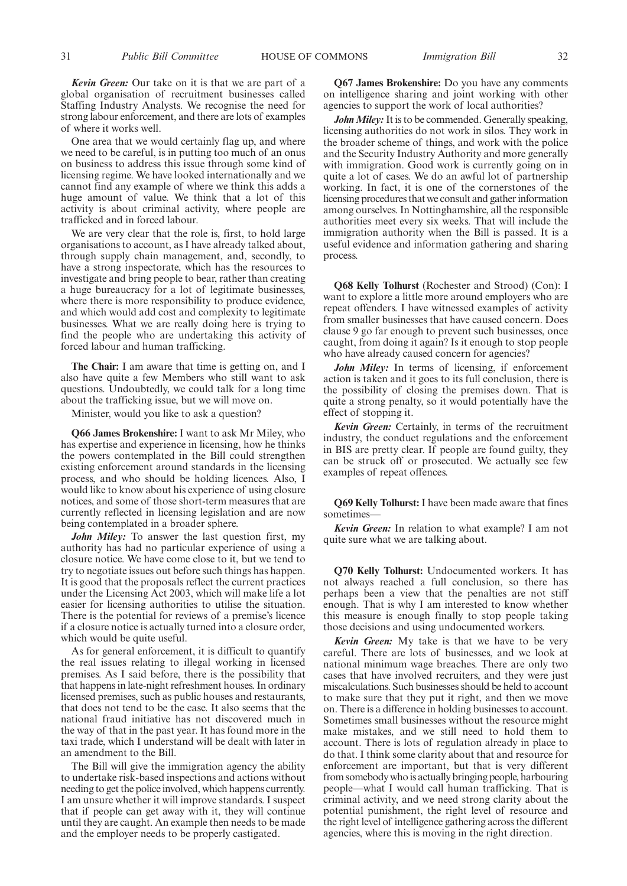***Kevin Green:*** Our take on it is that we are part of a global organisation of recruitment businesses called Staffing Industry Analysts. We recognise the need for strong labour enforcement, and there are lots of examples of where it works well.

One area that we would certainly flag up, and where we need to be careful, is in putting too much of an onus on business to address this issue through some kind of licensing regime. We have looked internationally and we cannot find any example of where we think this adds a huge amount of value. We think that a lot of this activity is about criminal activity, where people are trafficked and in forced labour.

We are very clear that the role is, first, to hold large organisations to account, as I have already talked about, through supply chain management, and, secondly, to have a strong inspectorate, which has the resources to investigate and bring people to bear, rather than creating a huge bureaucracy for a lot of legitimate businesses, where there is more responsibility to produce evidence, and which would add cost and complexity to legitimate businesses. What we are really doing here is trying to find the people who are undertaking this activity of forced labour and human trafficking.

**The Chair:** I am aware that time is getting on, and I also have quite a few Members who still want to ask questions. Undoubtedly, we could talk for a long time about the trafficking issue, but we will move on.

Minister, would you like to ask a question?

**Q66 James Brokenshire:** I want to ask Mr Miley, who has expertise and experience in licensing, how he thinks the powers contemplated in the Bill could strengthen existing enforcement around standards in the licensing process, and who should be holding licences. Also, I would like to know about his experience of using closure notices, and some of those short-term measures that are currently reflected in licensing legislation and are now being contemplated in a broader sphere.

***John Miley:*** To answer the last question first, my authority has had no particular experience of using a closure notice. We have come close to it, but we tend to try to negotiate issues out before such things has happen. It is good that the proposals reflect the current practices under the Licensing Act 2003, which will make life a lot easier for licensing authorities to utilise the situation. There is the potential for reviews of a premise's licence if a closure notice is actually turned into a closure order, which would be quite useful.

As for general enforcement, it is difficult to quantify the real issues relating to illegal working in licensed premises. As I said before, there is the possibility that that happens in late-night refreshment houses. In ordinary licensed premises, such as public houses and restaurants, that does not tend to be the case. It also seems that the national fraud initiative has not discovered much in the way of that in the past year. It has found more in the taxi trade, which I understand will be dealt with later in an amendment to the Bill.

The Bill will give the immigration agency the ability to undertake risk-based inspections and actions without needing to get the police involved, which happens currently. I am unsure whether it will improve standards. I suspect that if people can get away with it, they will continue until they are caught. An example then needs to be made and the employer needs to be properly castigated.

**Q67 James Brokenshire:** Do you have any comments on intelligence sharing and joint working with other agencies to support the work of local authorities?

***John Miley:*** It is to be commended. Generally speaking, licensing authorities do not work in silos. They work in the broader scheme of things, and work with the police and the Security Industry Authority and more generally with immigration. Good work is currently going on in quite a lot of cases. We do an awful lot of partnership working. In fact, it is one of the cornerstones of the licensing procedures that we consult and gather information among ourselves. In Nottinghamshire, all the responsible authorities meet every six weeks. That will include the immigration authority when the Bill is passed. It is a useful evidence and information gathering and sharing process.

**Q68 Kelly Tolhurst** (Rochester and Strood) (Con): I want to explore a little more around employers who are repeat offenders. I have witnessed examples of activity from smaller businesses that have caused concern. Does clause 9 go far enough to prevent such businesses, once caught, from doing it again? Is it enough to stop people who have already caused concern for agencies?

***John Miley:*** In terms of licensing, if enforcement action is taken and it goes to its full conclusion, there is the possibility of closing the premises down. That is quite a strong penalty, so it would potentially have the effect of stopping it.

***Kevin Green:*** Certainly, in terms of the recruitment industry, the conduct regulations and the enforcement in BIS are pretty clear. If people are found guilty, they can be struck off or prosecuted. We actually see few examples of repeat offences.

**Q69 Kelly Tolhurst:** I have been made aware that fines sometimes—

***Kevin Green:*** In relation to what example? I am not quite sure what we are talking about.

**Q70 Kelly Tolhurst:** Undocumented workers. It has not always reached a full conclusion, so there has perhaps been a view that the penalties are not stiff enough. That is why I am interested to know whether this measure is enough finally to stop people taking those decisions and using undocumented workers.

***Kevin Green:*** My take is that we have to be very careful. There are lots of businesses, and we look at national minimum wage breaches. There are only two cases that have involved recruiters, and they were just miscalculations. Such businesses should be held to account to make sure that they put it right, and then we move on. There is a difference in holding businesses to account. Sometimes small businesses without the resource might make mistakes, and we still need to hold them to account. There is lots of regulation already in place to do that. I think some clarity about that and resource for enforcement are important, but that is very different from somebody who is actually bringing people, harbouring people—what I would call human trafficking. That is criminal activity, and we need strong clarity about the potential punishment, the right level of resource and the right level of intelligence gathering across the different agencies, where this is moving in the right direction.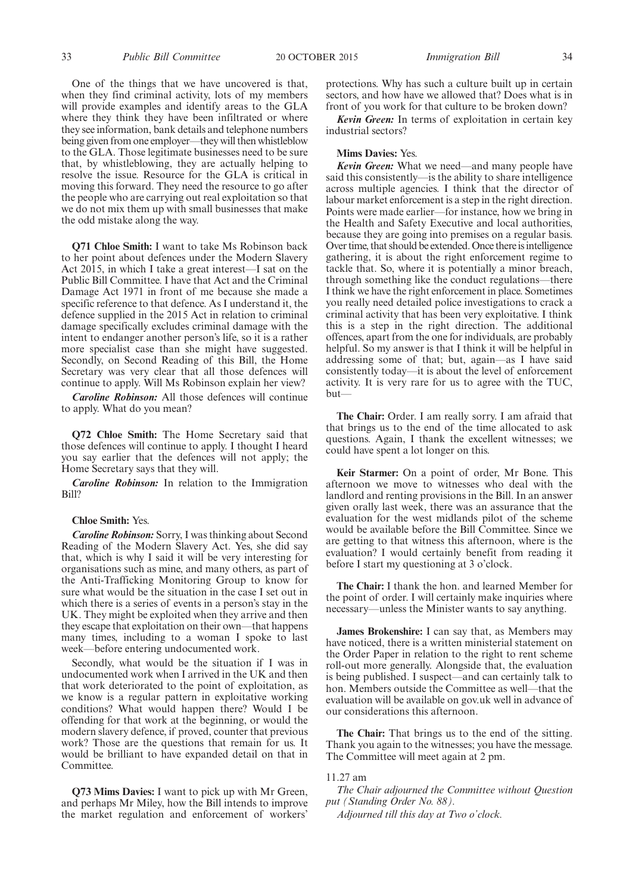One of the things that we have uncovered is that, when they find criminal activity, lots of my members will provide examples and identify areas to the GLA where they think they have been infiltrated or where they see information, bank details and telephone numbers being given from one employer—they will then whistleblow to the GLA. Those legitimate businesses need to be sure that, by whistleblowing, they are actually helping to resolve the issue. Resource for the GLA is critical in moving this forward. They need the resource to go after the people who are carrying out real exploitation so that we do not mix them up with small businesses that make the odd mistake along the way.

**Q71 Chloe Smith:** I want to take Ms Robinson back to her point about defences under the Modern Slavery Act 2015, in which I take a great interest—I sat on the Public Bill Committee. I have that Act and the Criminal Damage Act 1971 in front of me because she made a specific reference to that defence. As I understand it, the defence supplied in the 2015 Act in relation to criminal damage specifically excludes criminal damage with the intent to endanger another person's life, so it is a rather more specialist case than she might have suggested. Secondly, on Second Reading of this Bill, the Home Secretary was very clear that all those defences will continue to apply. Will Ms Robinson explain her view?

***Caroline Robinson:*** All those defences will continue to apply. What do you mean?

**Q72 Chloe Smith:** The Home Secretary said that those defences will continue to apply. I thought I heard you say earlier that the defences will not apply; the Home Secretary says that they will.

***Caroline Robinson:*** In relation to the Immigration Bill?

**Chloe Smith:** Yes.

***Caroline Robinson:*** Sorry, I was thinking about Second Reading of the Modern Slavery Act. Yes, she did say that, which is why I said it will be very interesting for organisations such as mine, and many others, as part of the Anti-Trafficking Monitoring Group to know for sure what would be the situation in the case I set out in which there is a series of events in a person's stay in the UK. They might be exploited when they arrive and then they escape that exploitation on their own—that happens many times, including to a woman I spoke to last week—before entering undocumented work.

Secondly, what would be the situation if I was in undocumented work when I arrived in the UK and then that work deteriorated to the point of exploitation, as we know is a regular pattern in exploitative working conditions? What would happen there? Would I be offending for that work at the beginning, or would the modern slavery defence, if proved, counter that previous work? Those are the questions that remain for us. It would be brilliant to have expanded detail on that in Committee.

**Q73 Mims Davies:** I want to pick up with Mr Green, and perhaps Mr Miley, how the Bill intends to improve the market regulation and enforcement of workers' protections. Why has such a culture built up in certain sectors, and how have we allowed that? Does what is in front of you work for that culture to be broken down?

***Kevin Green:*** In terms of exploitation in certain key industrial sectors?

**Mims Davies:** Yes.

***Kevin Green:*** What we need—and many people have said this consistently—is the ability to share intelligence across multiple agencies. I think that the director of labour market enforcement is a step in the right direction. Points were made earlier—for instance, how we bring in the Health and Safety Executive and local authorities, because they are going into premises on a regular basis. Over time, that should be extended. Once there is intelligence gathering, it is about the right enforcement regime to tackle that. So, where it is potentially a minor breach, through something like the conduct regulations—there I think we have the right enforcement in place. Sometimes you really need detailed police investigations to crack a criminal activity that has been very exploitative. I think this is a step in the right direction. The additional offences, apart from the one for individuals, are probably helpful. So my answer is that I think it will be helpful in addressing some of that; but, again—as I have said consistently today—it is about the level of enforcement activity. It is very rare for us to agree with the TUC, but—

**The Chair:** Order. I am really sorry. I am afraid that that brings us to the end of the time allocated to ask questions. Again, I thank the excellent witnesses; we could have spent a lot longer on this.

**Keir Starmer:** On a point of order, Mr Bone. This afternoon we move to witnesses who deal with the landlord and renting provisions in the Bill. In an answer given orally last week, there was an assurance that the evaluation for the west midlands pilot of the scheme would be available before the Bill Committee. Since we are getting to that witness this afternoon, where is the evaluation? I would certainly benefit from reading it before I start my questioning at 3 o'clock.

**The Chair:** I thank the hon. and learned Member for the point of order. I will certainly make inquiries where necessary—unless the Minister wants to say anything.

**James Brokenshire:** I can say that, as Members may have noticed, there is a written ministerial statement on the Order Paper in relation to the right to rent scheme roll-out more generally. Alongside that, the evaluation is being published. I suspect—and can certainly talk to hon. Members outside the Committee as well—that the evaluation will be available on gov.uk well in advance of our considerations this afternoon.

**The Chair:** That brings us to the end of the sitting. Thank you again to the witnesses; you have the message. The Committee will meet again at 2 pm.

11.27 am

*The Chair adjourned the Committee without Question put (Standing Order No. 88).*

*Adjourned till this day at Two o'clock.*